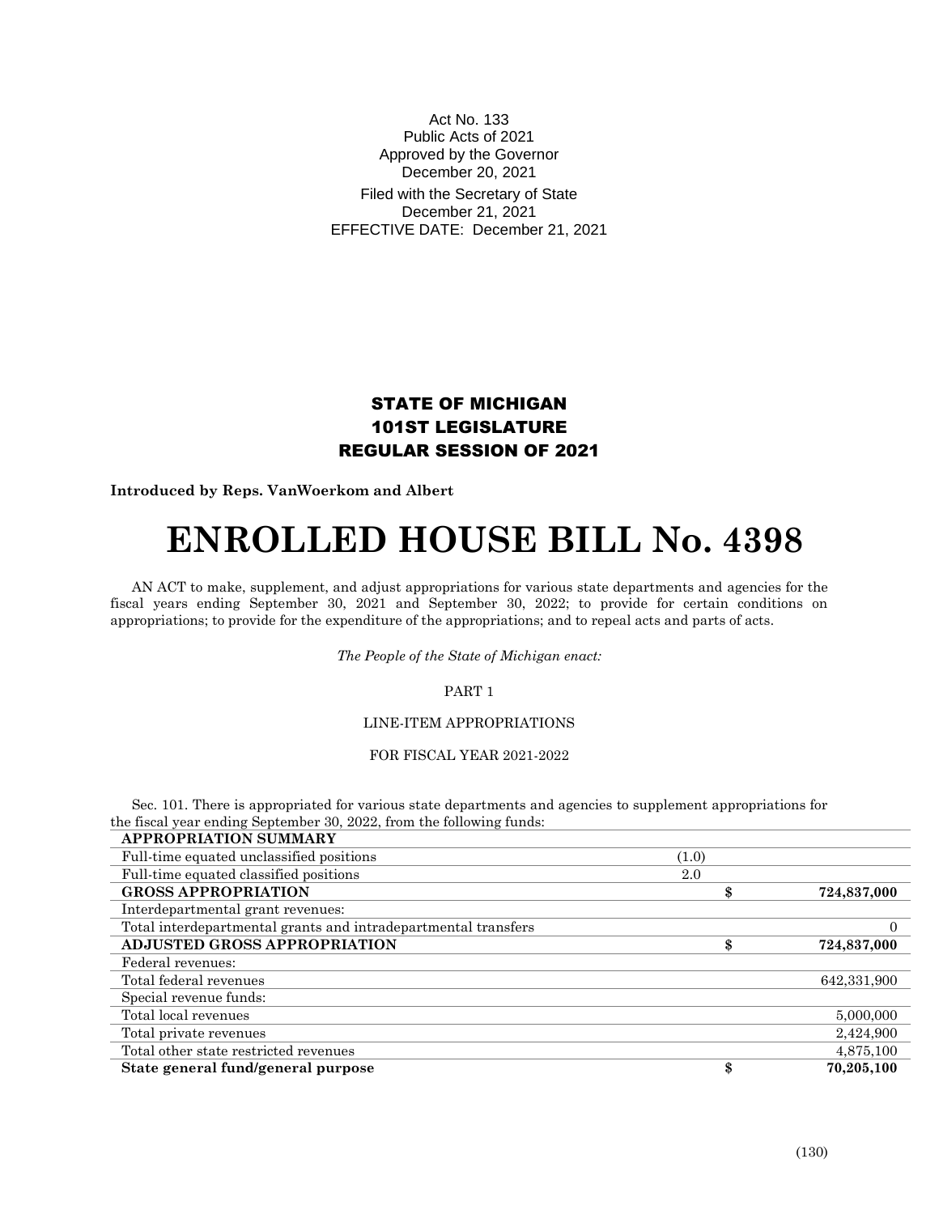Act No. 133
Public Acts of 2021
Approved by the Governor
December 20, 2021

Filed with the Secretary of State
December 21, 2021
EFFECTIVE DATE: December 21, 2021

# STATE OF MICHIGAN
## 101ST LEGISLATURE
## REGULAR SESSION OF 2021

**Introduced by Reps. VanWoerkom and Albert**

# ENROLLED HOUSE BILL No. 4398

AN ACT to make, supplement, and adjust appropriations for various state departments and agencies for the fiscal years ending September 30, 2021 and September 30, 2022; to provide for certain conditions on appropriations; to provide for the expenditure of the appropriations; and to repeal acts and parts of acts.

*The People of the State of Michigan enact:*

PART 1

LINE-ITEM APPROPRIATIONS

FOR FISCAL YEAR 2021-2022

Sec. 101. There is appropriated for various state departments and agencies to supplement appropriations for the fiscal year ending September 30, 2022, from the following funds:

| **APPROPRIATION SUMMARY** | | | |
|---|---|---|---|
| Full-time equated unclassified positions | (1.0) | | |
| Full-time equated classified positions | 2.0 | | |
| **GROSS APPROPRIATION** | | **$** | **724,837,000** |
| Interdepartmental grant revenues: | | | |
| Total interdepartmental grants and intradepartmental transfers | | | 0 |
| **ADJUSTED GROSS APPROPRIATION** | | **$** | **724,837,000** |
| Federal revenues: | | | |
| Total federal revenues | | | 642,331,900 |
| Special revenue funds: | | | |
| Total local revenues | | | 5,000,000 |
| Total private revenues | | | 2,424,900 |
| Total other state restricted revenues | | | 4,875,100 |
| **State general fund/general purpose** | | **$** | **70,205,100** |

(130)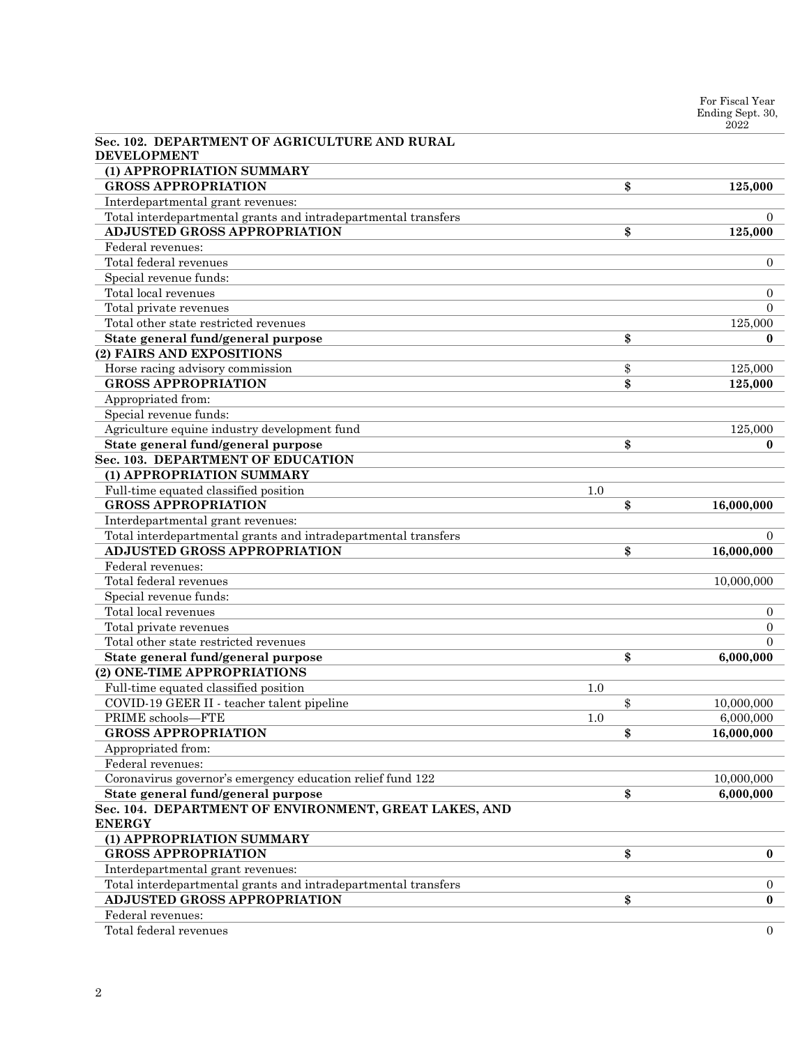| | | | For Fiscal Year Ending Sept. 30, 2022 |
|---|---|---|---|
| **Sec. 102. DEPARTMENT OF AGRICULTURE AND RURAL DEVELOPMENT** | | | |
| **(1) APPROPRIATION SUMMARY** | | | |
| **GROSS APPROPRIATION** | | **$** | **125,000** |
| Interdepartmental grant revenues: | | | |
| Total interdepartmental grants and intradepartmental transfers | | | 0 |
| **ADJUSTED GROSS APPROPRIATION** | | **$** | **125,000** |
| Federal revenues: | | | |
| Total federal revenues | | | 0 |
| Special revenue funds: | | | |
| Total local revenues | | | 0 |
| Total private revenues | | | 0 |
| Total other state restricted revenues | | | 125,000 |
| **State general fund/general purpose** | | **$** | **0** |
| **(2) FAIRS AND EXPOSITIONS** | | | |
| Horse racing advisory commission | | $ | 125,000 |
| **GROSS APPROPRIATION** | | **$** | **125,000** |
| Appropriated from: | | | |
| Special revenue funds: | | | |
| Agriculture equine industry development fund | | | 125,000 |
| **State general fund/general purpose** | | **$** | **0** |
| **Sec. 103. DEPARTMENT OF EDUCATION** | | | |
| **(1) APPROPRIATION SUMMARY** | | | |
| Full-time equated classified position | 1.0 | | |
| **GROSS APPROPRIATION** | | **$** | **16,000,000** |
| Interdepartmental grant revenues: | | | |
| Total interdepartmental grants and intradepartmental transfers | | | 0 |
| **ADJUSTED GROSS APPROPRIATION** | | **$** | **16,000,000** |
| Federal revenues: | | | |
| Total federal revenues | | | 10,000,000 |
| Special revenue funds: | | | |
| Total local revenues | | | 0 |
| Total private revenues | | | 0 |
| Total other state restricted revenues | | | 0 |
| **State general fund/general purpose** | | **$** | **6,000,000** |
| **(2) ONE-TIME APPROPRIATIONS** | | | |
| Full-time equated classified position | 1.0 | | |
| COVID-19 GEER II - teacher talent pipeline | | $ | 10,000,000 |
| PRIME schools—FTE | 1.0 | | 6,000,000 |
| **GROSS APPROPRIATION** | | **$** | **16,000,000** |
| Appropriated from: | | | |
| Federal revenues: | | | |
| Coronavirus governor's emergency education relief fund 122 | | | 10,000,000 |
| **State general fund/general purpose** | | **$** | **6,000,000** |
| **Sec. 104. DEPARTMENT OF ENVIRONMENT, GREAT LAKES, AND ENERGY** | | | |
| **(1) APPROPRIATION SUMMARY** | | | |
| **GROSS APPROPRIATION** | | **$** | **0** |
| Interdepartmental grant revenues: | | | |
| Total interdepartmental grants and intradepartmental transfers | | | 0 |
| **ADJUSTED GROSS APPROPRIATION** | | **$** | **0** |
| Federal revenues: | | | |
| Total federal revenues | | | 0 |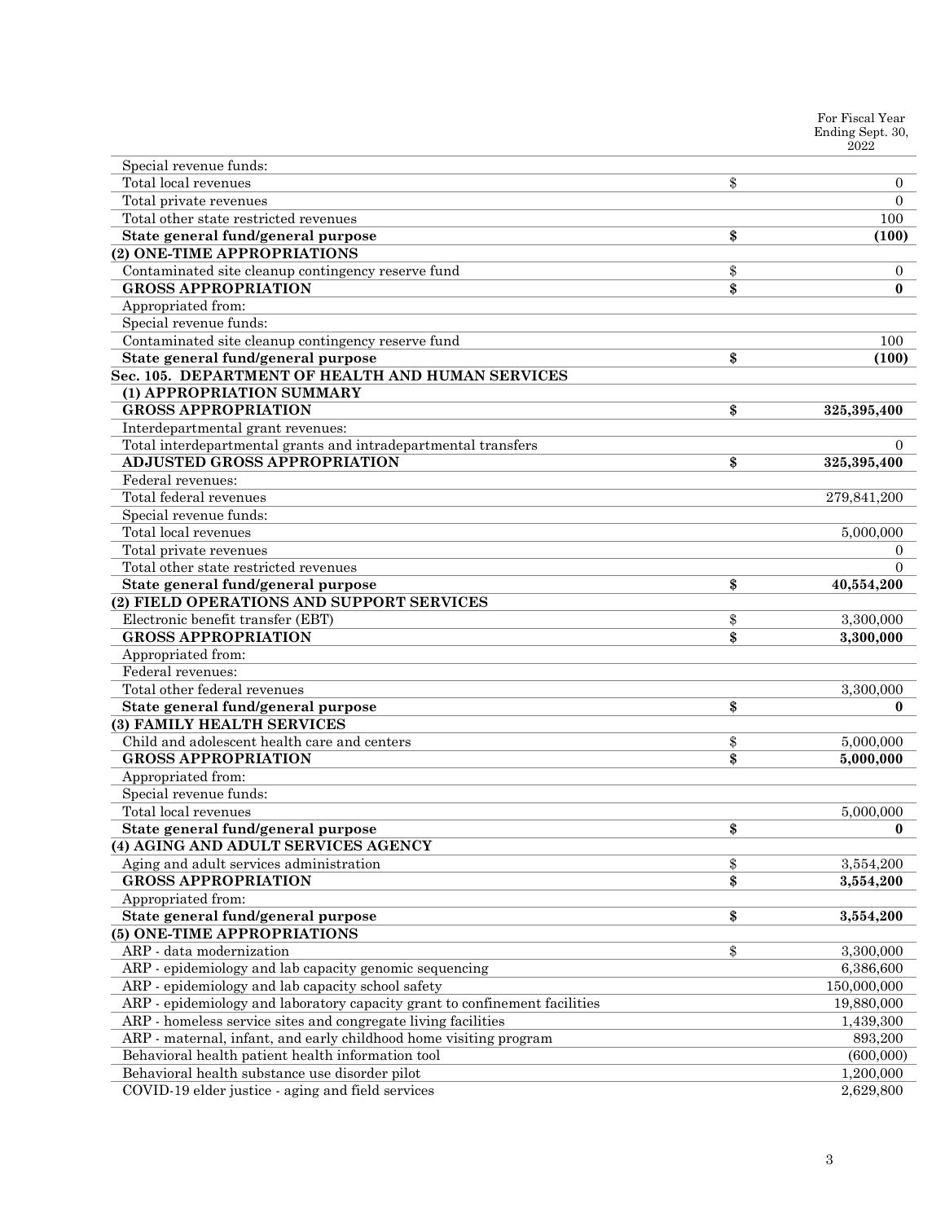| | | For Fiscal Year Ending Sept. 30, 2022 |
|---|---|---|
| Special revenue funds: | | |
| Total local revenues | $ | 0 |
| Total private revenues | | 0 |
| Total other state restricted revenues | | 100 |
| **State general fund/general purpose** | **$** | **(100)** |
| **(2) ONE-TIME APPROPRIATIONS** | | |
| Contaminated site cleanup contingency reserve fund | $ | 0 |
| **GROSS APPROPRIATION** | **$** | **0** |
| Appropriated from: | | |
| Special revenue funds: | | |
| Contaminated site cleanup contingency reserve fund | | 100 |
| **State general fund/general purpose** | **$** | **(100)** |
| **Sec. 105. DEPARTMENT OF HEALTH AND HUMAN SERVICES** | | |
| **(1) APPROPRIATION SUMMARY** | | |
| **GROSS APPROPRIATION** | **$** | **325,395,400** |
| Interdepartmental grant revenues: | | |
| Total interdepartmental grants and intradepartmental transfers | | 0 |
| **ADJUSTED GROSS APPROPRIATION** | **$** | **325,395,400** |
| Federal revenues: | | |
| Total federal revenues | | 279,841,200 |
| Special revenue funds: | | |
| Total local revenues | | 5,000,000 |
| Total private revenues | | 0 |
| Total other state restricted revenues | | 0 |
| **State general fund/general purpose** | **$** | **40,554,200** |
| **(2) FIELD OPERATIONS AND SUPPORT SERVICES** | | |
| Electronic benefit transfer (EBT) | $ | 3,300,000 |
| **GROSS APPROPRIATION** | **$** | **3,300,000** |
| Appropriated from: | | |
| Federal revenues: | | |
| Total other federal revenues | | 3,300,000 |
| **State general fund/general purpose** | **$** | **0** |
| **(3) FAMILY HEALTH SERVICES** | | |
| Child and adolescent health care and centers | $ | 5,000,000 |
| **GROSS APPROPRIATION** | **$** | **5,000,000** |
| Appropriated from: | | |
| Special revenue funds: | | |
| Total local revenues | | 5,000,000 |
| **State general fund/general purpose** | **$** | **0** |
| **(4) AGING AND ADULT SERVICES AGENCY** | | |
| Aging and adult services administration | $ | 3,554,200 |
| **GROSS APPROPRIATION** | **$** | **3,554,200** |
| Appropriated from: | | |
| **State general fund/general purpose** | **$** | **3,554,200** |
| **(5) ONE-TIME APPROPRIATIONS** | | |
| ARP - data modernization | $ | 3,300,000 |
| ARP - epidemiology and lab capacity genomic sequencing | | 6,386,600 |
| ARP - epidemiology and lab capacity school safety | | 150,000,000 |
| ARP - epidemiology and laboratory capacity grant to confinement facilities | | 19,880,000 |
| ARP - homeless service sites and congregate living facilities | | 1,439,300 |
| ARP - maternal, infant, and early childhood home visiting program | | 893,200 |
| Behavioral health patient health information tool | | (600,000) |
| Behavioral health substance use disorder pilot | | 1,200,000 |
| COVID-19 elder justice - aging and field services | | 2,629,800 |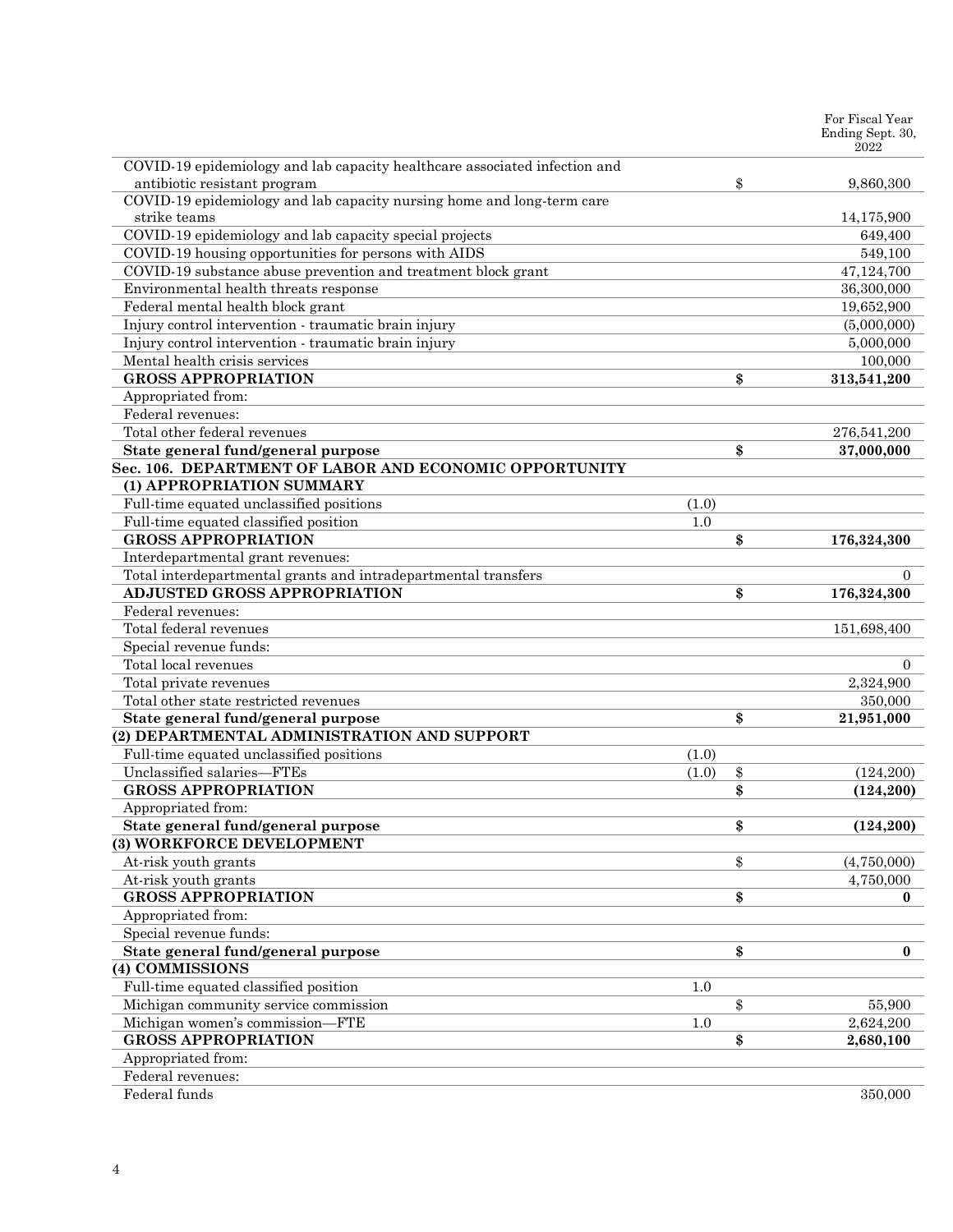| | | | For Fiscal Year Ending Sept. 30, 2022 |
|---|---|---|---|
| COVID-19 epidemiology and lab capacity healthcare associated infection and antibiotic resistant program | | $ | 9,860,300 |
| COVID-19 epidemiology and lab capacity nursing home and long-term care strike teams | | | 14,175,900 |
| COVID-19 epidemiology and lab capacity special projects | | | 649,400 |
| COVID-19 housing opportunities for persons with AIDS | | | 549,100 |
| COVID-19 substance abuse prevention and treatment block grant | | | 47,124,700 |
| Environmental health threats response | | | 36,300,000 |
| Federal mental health block grant | | | 19,652,900 |
| Injury control intervention - traumatic brain injury | | | (5,000,000) |
| Injury control intervention - traumatic brain injury | | | 5,000,000 |
| Mental health crisis services | | | 100,000 |
| **GROSS APPROPRIATION** | | **$** | **313,541,200** |
| Appropriated from: | | | |
| Federal revenues: | | | |
| Total other federal revenues | | | 276,541,200 |
| **State general fund/general purpose** | | **$** | **37,000,000** |
| **Sec. 106. DEPARTMENT OF LABOR AND ECONOMIC OPPORTUNITY** | | | |
| **(1) APPROPRIATION SUMMARY** | | | |
| Full-time equated unclassified positions | (1.0) | | |
| Full-time equated classified position | 1.0 | | |
| **GROSS APPROPRIATION** | | **$** | **176,324,300** |
| Interdepartmental grant revenues: | | | |
| Total interdepartmental grants and intradepartmental transfers | | | 0 |
| **ADJUSTED GROSS APPROPRIATION** | | **$** | **176,324,300** |
| Federal revenues: | | | |
| Total federal revenues | | | 151,698,400 |
| Special revenue funds: | | | |
| Total local revenues | | | 0 |
| Total private revenues | | | 2,324,900 |
| Total other state restricted revenues | | | 350,000 |
| **State general fund/general purpose** | | **$** | **21,951,000** |
| **(2) DEPARTMENTAL ADMINISTRATION AND SUPPORT** | | | |
| Full-time equated unclassified positions | (1.0) | | |
| Unclassified salaries—FTEs | (1.0) | $ | (124,200) |
| **GROSS APPROPRIATION** | | **$** | **(124,200)** |
| Appropriated from: | | | |
| **State general fund/general purpose** | | **$** | **(124,200)** |
| **(3) WORKFORCE DEVELOPMENT** | | | |
| At-risk youth grants | | $ | (4,750,000) |
| At-risk youth grants | | | 4,750,000 |
| **GROSS APPROPRIATION** | | **$** | **0** |
| Appropriated from: | | | |
| Special revenue funds: | | | |
| **State general fund/general purpose** | | **$** | **0** |
| **(4) COMMISSIONS** | | | |
| Full-time equated classified position | 1.0 | | |
| Michigan community service commission | | $ | 55,900 |
| Michigan women's commission—FTE | 1.0 | | 2,624,200 |
| **GROSS APPROPRIATION** | | **$** | **2,680,100** |
| Appropriated from: | | | |
| Federal revenues: | | | |
| Federal funds | | | 350,000 |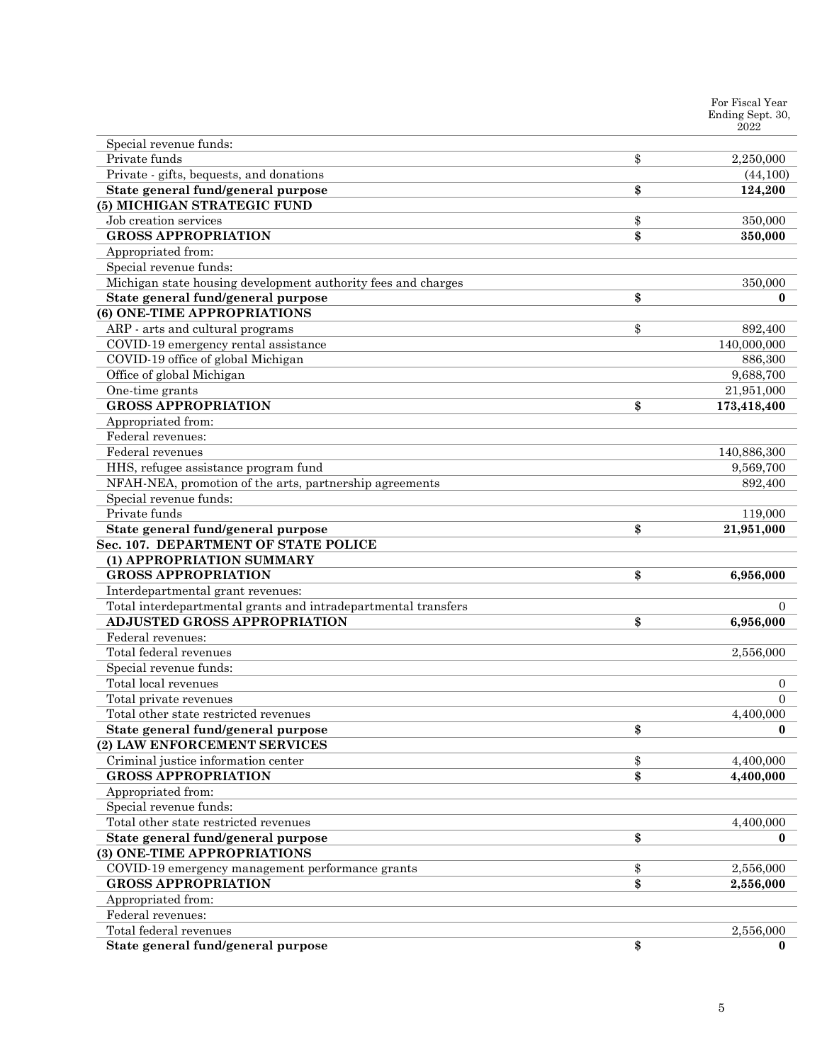| | | For Fiscal Year Ending Sept. 30, 2022 |
|---|---|---|
| Special revenue funds: | | |
| Private funds | $ | 2,250,000 |
| Private - gifts, bequests, and donations | | (44,100) |
| **State general fund/general purpose** | **$** | **124,200** |
| **(5) MICHIGAN STRATEGIC FUND** | | |
| Job creation services | $ | 350,000 |
| **GROSS APPROPRIATION** | **$** | **350,000** |
| Appropriated from: | | |
| Special revenue funds: | | |
| Michigan state housing development authority fees and charges | | 350,000 |
| **State general fund/general purpose** | **$** | **0** |
| **(6) ONE-TIME APPROPRIATIONS** | | |
| ARP - arts and cultural programs | $ | 892,400 |
| COVID-19 emergency rental assistance | | 140,000,000 |
| COVID-19 office of global Michigan | | 886,300 |
| Office of global Michigan | | 9,688,700 |
| One-time grants | | 21,951,000 |
| **GROSS APPROPRIATION** | **$** | **173,418,400** |
| Appropriated from: | | |
| Federal revenues: | | |
| Federal revenues | | 140,886,300 |
| HHS, refugee assistance program fund | | 9,569,700 |
| NFAH-NEA, promotion of the arts, partnership agreements | | 892,400 |
| Special revenue funds: | | |
| Private funds | | 119,000 |
| **State general fund/general purpose** | **$** | **21,951,000** |
| **Sec. 107. DEPARTMENT OF STATE POLICE** | | |
| **(1) APPROPRIATION SUMMARY** | | |
| **GROSS APPROPRIATION** | **$** | **6,956,000** |
| Interdepartmental grant revenues: | | |
| Total interdepartmental grants and intradepartmental transfers | | 0 |
| **ADJUSTED GROSS APPROPRIATION** | **$** | **6,956,000** |
| Federal revenues: | | |
| Total federal revenues | | 2,556,000 |
| Special revenue funds: | | |
| Total local revenues | | 0 |
| Total private revenues | | 0 |
| Total other state restricted revenues | | 4,400,000 |
| **State general fund/general purpose** | **$** | **0** |
| **(2) LAW ENFORCEMENT SERVICES** | | |
| Criminal justice information center | $ | 4,400,000 |
| **GROSS APPROPRIATION** | **$** | **4,400,000** |
| Appropriated from: | | |
| Special revenue funds: | | |
| Total other state restricted revenues | | 4,400,000 |
| **State general fund/general purpose** | **$** | **0** |
| **(3) ONE-TIME APPROPRIATIONS** | | |
| COVID-19 emergency management performance grants | $ | 2,556,000 |
| **GROSS APPROPRIATION** | **$** | **2,556,000** |
| Appropriated from: | | |
| Federal revenues: | | |
| Total federal revenues | | 2,556,000 |
| **State general fund/general purpose** | **$** | **0** |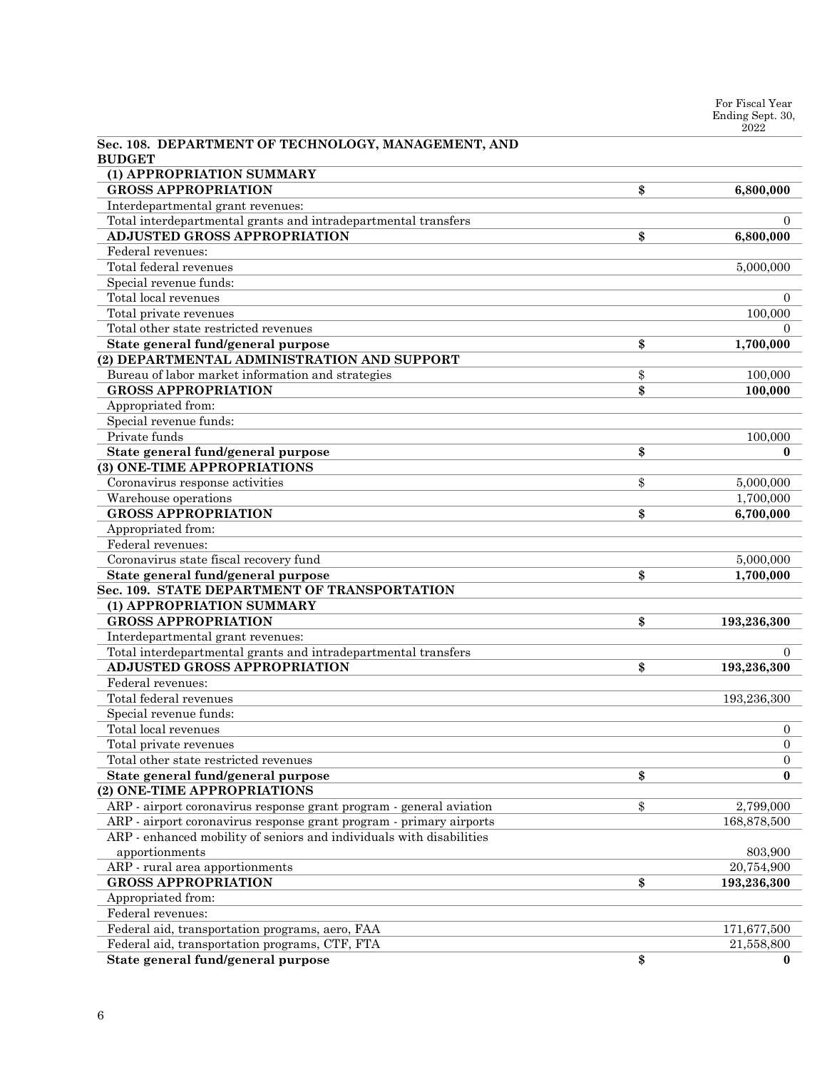| | | For Fiscal Year Ending Sept. 30, 2022 |
|---|---|---|
| **Sec. 108. DEPARTMENT OF TECHNOLOGY, MANAGEMENT, AND BUDGET** | | |
| **(1) APPROPRIATION SUMMARY** | | |
| **GROSS APPROPRIATION** | **$** | **6,800,000** |
| Interdepartmental grant revenues: | | |
| Total interdepartmental grants and intradepartmental transfers | | 0 |
| **ADJUSTED GROSS APPROPRIATION** | **$** | **6,800,000** |
| Federal revenues: | | |
| Total federal revenues | | 5,000,000 |
| Special revenue funds: | | |
| Total local revenues | | 0 |
| Total private revenues | | 100,000 |
| Total other state restricted revenues | | 0 |
| **State general fund/general purpose** | **$** | **1,700,000** |
| **(2) DEPARTMENTAL ADMINISTRATION AND SUPPORT** | | |
| Bureau of labor market information and strategies | $ | 100,000 |
| **GROSS APPROPRIATION** | **$** | **100,000** |
| Appropriated from: | | |
| Special revenue funds: | | |
| Private funds | | 100,000 |
| **State general fund/general purpose** | **$** | **0** |
| **(3) ONE-TIME APPROPRIATIONS** | | |
| Coronavirus response activities | $ | 5,000,000 |
| Warehouse operations | | 1,700,000 |
| **GROSS APPROPRIATION** | **$** | **6,700,000** |
| Appropriated from: | | |
| Federal revenues: | | |
| Coronavirus state fiscal recovery fund | | 5,000,000 |
| **State general fund/general purpose** | **$** | **1,700,000** |
| **Sec. 109. STATE DEPARTMENT OF TRANSPORTATION** | | |
| **(1) APPROPRIATION SUMMARY** | | |
| **GROSS APPROPRIATION** | **$** | **193,236,300** |
| Interdepartmental grant revenues: | | |
| Total interdepartmental grants and intradepartmental transfers | | 0 |
| **ADJUSTED GROSS APPROPRIATION** | **$** | **193,236,300** |
| Federal revenues: | | |
| Total federal revenues | | 193,236,300 |
| Special revenue funds: | | |
| Total local revenues | | 0 |
| Total private revenues | | 0 |
| Total other state restricted revenues | | 0 |
| **State general fund/general purpose** | **$** | **0** |
| **(2) ONE-TIME APPROPRIATIONS** | | |
| ARP - airport coronavirus response grant program - general aviation | $ | 2,799,000 |
| ARP - airport coronavirus response grant program - primary airports | | 168,878,500 |
| ARP - enhanced mobility of seniors and individuals with disabilities apportionments | | 803,900 |
| ARP - rural area apportionments | | 20,754,900 |
| **GROSS APPROPRIATION** | **$** | **193,236,300** |
| Appropriated from: | | |
| Federal revenues: | | |
| Federal aid, transportation programs, aero, FAA | | 171,677,500 |
| Federal aid, transportation programs, CTF, FTA | | 21,558,800 |
| **State general fund/general purpose** | **$** | **0** |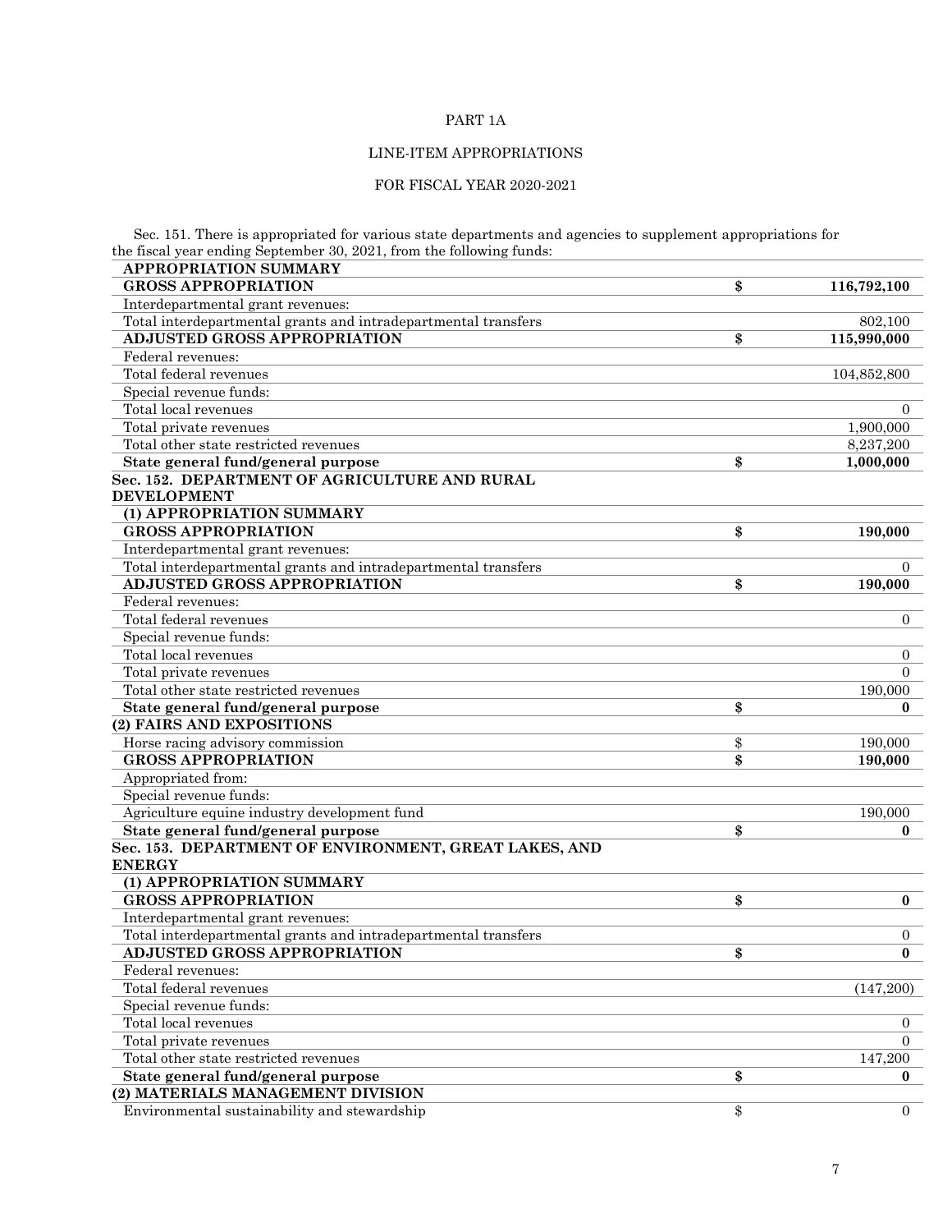PART 1A

LINE-ITEM APPROPRIATIONS

FOR FISCAL YEAR 2020-2021

Sec. 151. There is appropriated for various state departments and agencies to supplement appropriations for the fiscal year ending September 30, 2021, from the following funds:

| | | |
|---|---|---|
| **APPROPRIATION SUMMARY** | | |
| **GROSS APPROPRIATION** | **$** | **116,792,100** |
| Interdepartmental grant revenues: | | |
| Total interdepartmental grants and intradepartmental transfers | | 802,100 |
| **ADJUSTED GROSS APPROPRIATION** | **$** | **115,990,000** |
| Federal revenues: | | |
| Total federal revenues | | 104,852,800 |
| Special revenue funds: | | |
| Total local revenues | | 0 |
| Total private revenues | | 1,900,000 |
| Total other state restricted revenues | | 8,237,200 |
| **State general fund/general purpose** | **$** | **1,000,000** |
| **Sec. 152. DEPARTMENT OF AGRICULTURE AND RURAL DEVELOPMENT** | | |
| **(1) APPROPRIATION SUMMARY** | | |
| **GROSS APPROPRIATION** | **$** | **190,000** |
| Interdepartmental grant revenues: | | |
| Total interdepartmental grants and intradepartmental transfers | | 0 |
| **ADJUSTED GROSS APPROPRIATION** | **$** | **190,000** |
| Federal revenues: | | |
| Total federal revenues | | 0 |
| Special revenue funds: | | |
| Total local revenues | | 0 |
| Total private revenues | | 0 |
| Total other state restricted revenues | | 190,000 |
| **State general fund/general purpose** | **$** | **0** |
| **(2) FAIRS AND EXPOSITIONS** | | |
| Horse racing advisory commission | $ | 190,000 |
| **GROSS APPROPRIATION** | **$** | **190,000** |
| Appropriated from: | | |
| Special revenue funds: | | |
| Agriculture equine industry development fund | | 190,000 |
| **State general fund/general purpose** | **$** | **0** |
| **Sec. 153. DEPARTMENT OF ENVIRONMENT, GREAT LAKES, AND ENERGY** | | |
| **(1) APPROPRIATION SUMMARY** | | |
| **GROSS APPROPRIATION** | **$** | **0** |
| Interdepartmental grant revenues: | | |
| Total interdepartmental grants and intradepartmental transfers | | 0 |
| **ADJUSTED GROSS APPROPRIATION** | **$** | **0** |
| Federal revenues: | | |
| Total federal revenues | | (147,200) |
| Special revenue funds: | | |
| Total local revenues | | 0 |
| Total private revenues | | 0 |
| Total other state restricted revenues | | 147,200 |
| **State general fund/general purpose** | **$** | **0** |
| **(2) MATERIALS MANAGEMENT DIVISION** | | |
| Environmental sustainability and stewardship | $ | 0 |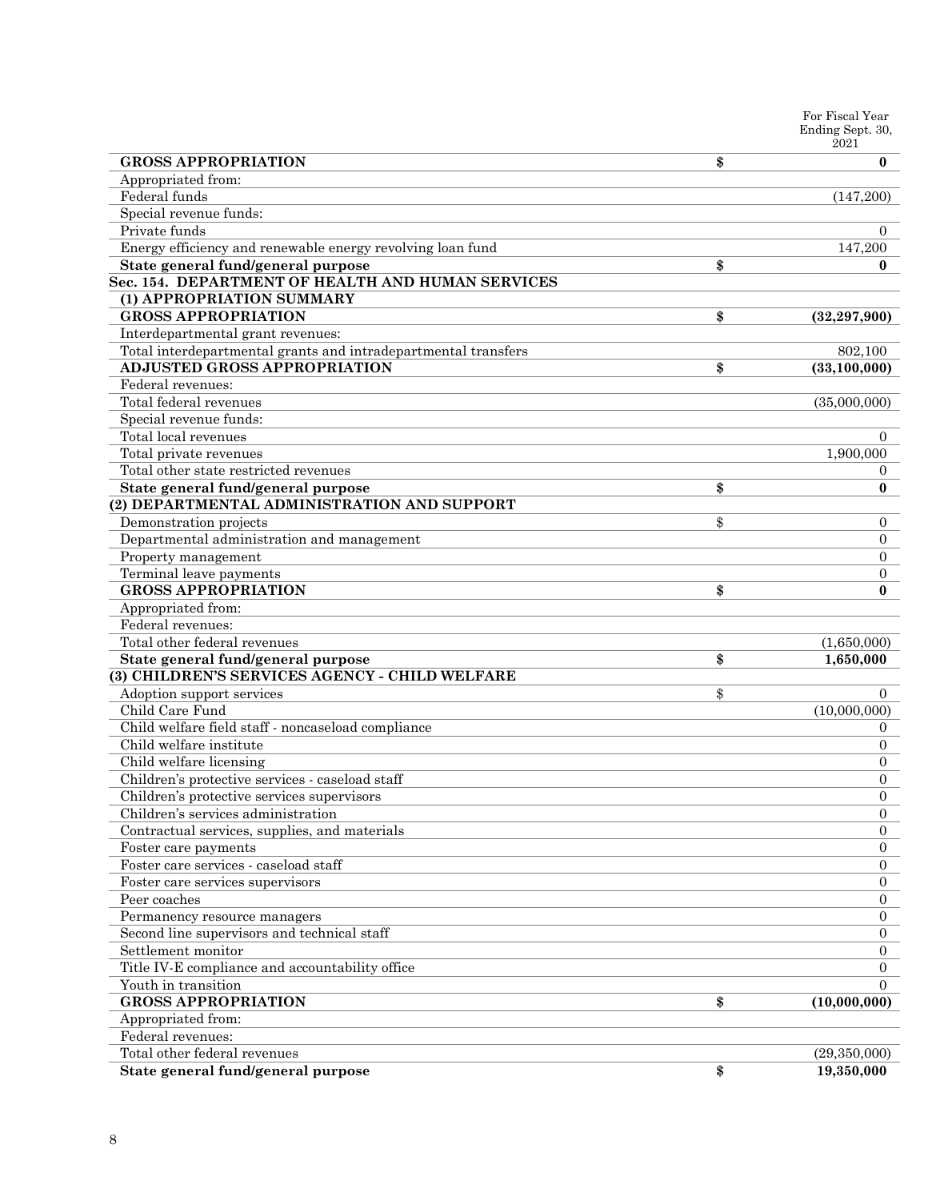| | | For Fiscal Year Ending Sept. 30, 2021 |
|---|---|---|
| **GROSS APPROPRIATION** | **$** | **0** |
| Appropriated from: | | |
| Federal funds | | (147,200) |
| Special revenue funds: | | |
| Private funds | | 0 |
| Energy efficiency and renewable energy revolving loan fund | | 147,200 |
| **State general fund/general purpose** | **$** | **0** |
| **Sec. 154. DEPARTMENT OF HEALTH AND HUMAN SERVICES** | | |
| **(1) APPROPRIATION SUMMARY** | | |
| **GROSS APPROPRIATION** | **$** | **(32,297,900)** |
| Interdepartmental grant revenues: | | |
| Total interdepartmental grants and intradepartmental transfers | | 802,100 |
| **ADJUSTED GROSS APPROPRIATION** | **$** | **(33,100,000)** |
| Federal revenues: | | |
| Total federal revenues | | (35,000,000) |
| Special revenue funds: | | |
| Total local revenues | | 0 |
| Total private revenues | | 1,900,000 |
| Total other state restricted revenues | | 0 |
| **State general fund/general purpose** | **$** | **0** |
| **(2) DEPARTMENTAL ADMINISTRATION AND SUPPORT** | | |
| Demonstration projects | $ | 0 |
| Departmental administration and management | | 0 |
| Property management | | 0 |
| Terminal leave payments | | 0 |
| **GROSS APPROPRIATION** | **$** | **0** |
| Appropriated from: | | |
| Federal revenues: | | |
| Total other federal revenues | | (1,650,000) |
| **State general fund/general purpose** | **$** | **1,650,000** |
| **(3) CHILDREN'S SERVICES AGENCY - CHILD WELFARE** | | |
| Adoption support services | $ | 0 |
| Child Care Fund | | (10,000,000) |
| Child welfare field staff - noncaseload compliance | | 0 |
| Child welfare institute | | 0 |
| Child welfare licensing | | 0 |
| Children's protective services - caseload staff | | 0 |
| Children's protective services supervisors | | 0 |
| Children's services administration | | 0 |
| Contractual services, supplies, and materials | | 0 |
| Foster care payments | | 0 |
| Foster care services - caseload staff | | 0 |
| Foster care services supervisors | | 0 |
| Peer coaches | | 0 |
| Permanency resource managers | | 0 |
| Second line supervisors and technical staff | | 0 |
| Settlement monitor | | 0 |
| Title IV-E compliance and accountability office | | 0 |
| Youth in transition | | 0 |
| **GROSS APPROPRIATION** | **$** | **(10,000,000)** |
| Appropriated from: | | |
| Federal revenues: | | |
| Total other federal revenues | | (29,350,000) |
| **State general fund/general purpose** | **$** | **19,350,000** |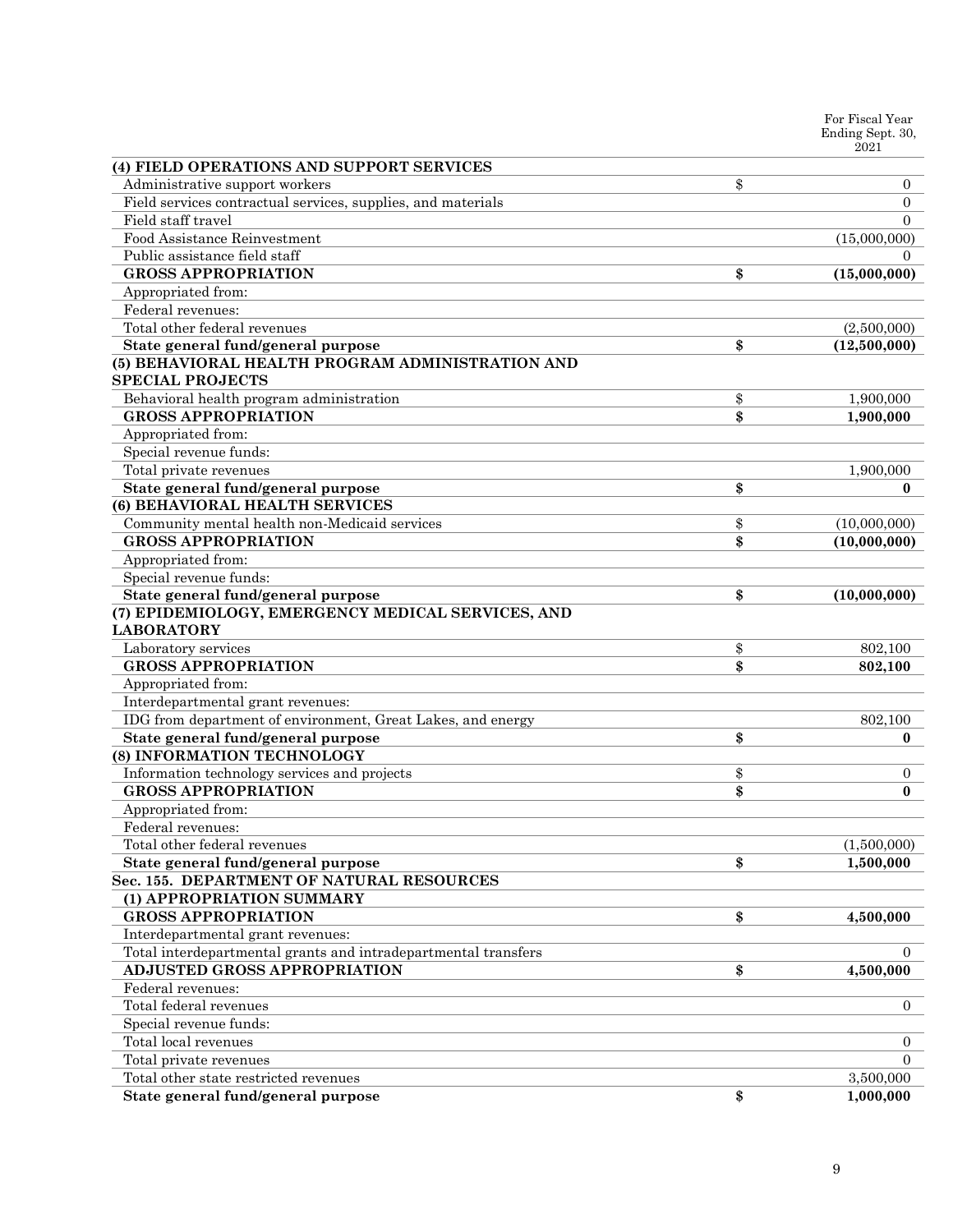| | | For Fiscal Year Ending Sept. 30, 2021 |
|---|---|---|
| **(4) FIELD OPERATIONS AND SUPPORT SERVICES** | | |
| Administrative support workers | $ | 0 |
| Field services contractual services, supplies, and materials | | 0 |
| Field staff travel | | 0 |
| Food Assistance Reinvestment | | (15,000,000) |
| Public assistance field staff | | 0 |
| **GROSS APPROPRIATION** | **$** | **(15,000,000)** |
| Appropriated from: | | |
| Federal revenues: | | |
| Total other federal revenues | | (2,500,000) |
| **State general fund/general purpose** | **$** | **(12,500,000)** |
| **(5) BEHAVIORAL HEALTH PROGRAM ADMINISTRATION AND SPECIAL PROJECTS** | | |
| Behavioral health program administration | $ | 1,900,000 |
| **GROSS APPROPRIATION** | **$** | **1,900,000** |
| Appropriated from: | | |
| Special revenue funds: | | |
| Total private revenues | | 1,900,000 |
| **State general fund/general purpose** | **$** | **0** |
| **(6) BEHAVIORAL HEALTH SERVICES** | | |
| Community mental health non-Medicaid services | $ | (10,000,000) |
| **GROSS APPROPRIATION** | **$** | **(10,000,000)** |
| Appropriated from: | | |
| Special revenue funds: | | |
| **State general fund/general purpose** | **$** | **(10,000,000)** |
| **(7) EPIDEMIOLOGY, EMERGENCY MEDICAL SERVICES, AND LABORATORY** | | |
| Laboratory services | $ | 802,100 |
| **GROSS APPROPRIATION** | **$** | **802,100** |
| Appropriated from: | | |
| Interdepartmental grant revenues: | | |
| IDG from department of environment, Great Lakes, and energy | | 802,100 |
| **State general fund/general purpose** | **$** | **0** |
| **(8) INFORMATION TECHNOLOGY** | | |
| Information technology services and projects | $ | 0 |
| **GROSS APPROPRIATION** | **$** | **0** |
| Appropriated from: | | |
| Federal revenues: | | |
| Total other federal revenues | | (1,500,000) |
| **State general fund/general purpose** | **$** | **1,500,000** |
| **Sec. 155. DEPARTMENT OF NATURAL RESOURCES** | | |
| **(1) APPROPRIATION SUMMARY** | | |
| **GROSS APPROPRIATION** | **$** | **4,500,000** |
| Interdepartmental grant revenues: | | |
| Total interdepartmental grants and intradepartmental transfers | | 0 |
| **ADJUSTED GROSS APPROPRIATION** | **$** | **4,500,000** |
| Federal revenues: | | |
| Total federal revenues | | 0 |
| Special revenue funds: | | |
| Total local revenues | | 0 |
| Total private revenues | | 0 |
| Total other state restricted revenues | | 3,500,000 |
| **State general fund/general purpose** | **$** | **1,000,000** |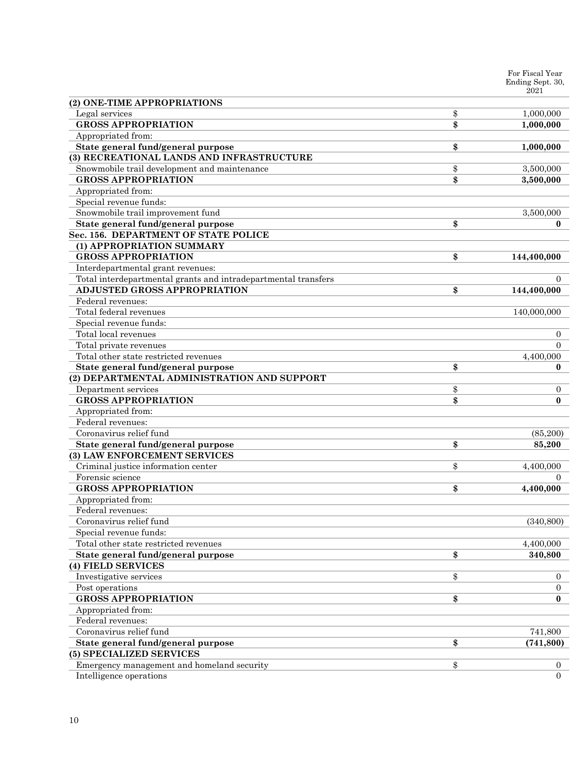| | | For Fiscal Year Ending Sept. 30, 2021 |
|---|---|---|
| **(2) ONE-TIME APPROPRIATIONS** | | |
| Legal services | $ | 1,000,000 |
| **GROSS APPROPRIATION** | **$** | **1,000,000** |
| Appropriated from: | | |
| **State general fund/general purpose** | **$** | **1,000,000** |
| **(3) RECREATIONAL LANDS AND INFRASTRUCTURE** | | |
| Snowmobile trail development and maintenance | $ | 3,500,000 |
| **GROSS APPROPRIATION** | **$** | **3,500,000** |
| Appropriated from: | | |
| Special revenue funds: | | |
| Snowmobile trail improvement fund | | 3,500,000 |
| **State general fund/general purpose** | **$** | **0** |
| **Sec. 156. DEPARTMENT OF STATE POLICE** | | |
| **(1) APPROPRIATION SUMMARY** | | |
| **GROSS APPROPRIATION** | **$** | **144,400,000** |
| Interdepartmental grant revenues: | | |
| Total interdepartmental grants and intradepartmental transfers | | 0 |
| **ADJUSTED GROSS APPROPRIATION** | **$** | **144,400,000** |
| Federal revenues: | | |
| Total federal revenues | | 140,000,000 |
| Special revenue funds: | | |
| Total local revenues | | 0 |
| Total private revenues | | 0 |
| Total other state restricted revenues | | 4,400,000 |
| **State general fund/general purpose** | **$** | **0** |
| **(2) DEPARTMENTAL ADMINISTRATION AND SUPPORT** | | |
| Department services | $ | 0 |
| **GROSS APPROPRIATION** | **$** | **0** |
| Appropriated from: | | |
| Federal revenues: | | |
| Coronavirus relief fund | | (85,200) |
| **State general fund/general purpose** | **$** | **85,200** |
| **(3) LAW ENFORCEMENT SERVICES** | | |
| Criminal justice information center | $ | 4,400,000 |
| Forensic science | | 0 |
| **GROSS APPROPRIATION** | **$** | **4,400,000** |
| Appropriated from: | | |
| Federal revenues: | | |
| Coronavirus relief fund | | (340,800) |
| Special revenue funds: | | |
| Total other state restricted revenues | | 4,400,000 |
| **State general fund/general purpose** | **$** | **340,800** |
| **(4) FIELD SERVICES** | | |
| Investigative services | $ | 0 |
| Post operations | | 0 |
| **GROSS APPROPRIATION** | **$** | **0** |
| Appropriated from: | | |
| Federal revenues: | | |
| Coronavirus relief fund | | 741,800 |
| **State general fund/general purpose** | **$** | **(741,800)** |
| **(5) SPECIALIZED SERVICES** | | |
| Emergency management and homeland security | $ | 0 |
| Intelligence operations | | 0 |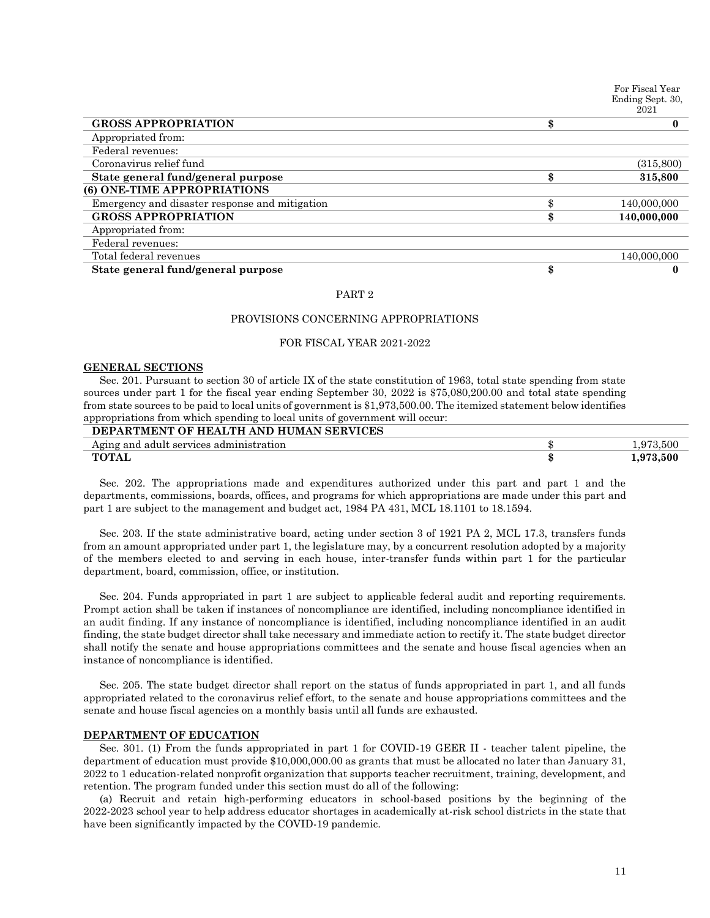| | | For Fiscal Year Ending Sept. 30, 2021 |
|---|---|---|
| **GROSS APPROPRIATION** | **$** | **0** |
| Appropriated from: | | |
| Federal revenues: | | |
| Coronavirus relief fund | | (315,800) |
| **State general fund/general purpose** | **$** | **315,800** |
| **(6) ONE-TIME APPROPRIATIONS** | | |
| Emergency and disaster response and mitigation | $ | 140,000,000 |
| **GROSS APPROPRIATION** | **$** | **140,000,000** |
| Appropriated from: | | |
| Federal revenues: | | |
| Total federal revenues | | 140,000,000 |
| **State general fund/general purpose** | **$** | **0** |

PART 2

PROVISIONS CONCERNING APPROPRIATIONS

FOR FISCAL YEAR 2021-2022

**GENERAL SECTIONS**

Sec. 201. Pursuant to section 30 of article IX of the state constitution of 1963, total state spending from state sources under part 1 for the fiscal year ending September 30, 2022 is $75,080,200.00 and total state spending from state sources to be paid to local units of government is $1,973,500.00. The itemized statement below identifies appropriations from which spending to local units of government will occur:

| **DEPARTMENT OF HEALTH AND HUMAN SERVICES** | | |
|---|---|---|
| Aging and adult services administration | $ | 1,973,500 |
| **TOTAL** | **$** | **1,973,500** |

Sec. 202. The appropriations made and expenditures authorized under this part and part 1 and the departments, commissions, boards, offices, and programs for which appropriations are made under this part and part 1 are subject to the management and budget act, 1984 PA 431, MCL 18.1101 to 18.1594.

Sec. 203. If the state administrative board, acting under section 3 of 1921 PA 2, MCL 17.3, transfers funds from an amount appropriated under part 1, the legislature may, by a concurrent resolution adopted by a majority of the members elected to and serving in each house, inter-transfer funds within part 1 for the particular department, board, commission, office, or institution.

Sec. 204. Funds appropriated in part 1 are subject to applicable federal audit and reporting requirements. Prompt action shall be taken if instances of noncompliance are identified, including noncompliance identified in an audit finding. If any instance of noncompliance is identified, including noncompliance identified in an audit finding, the state budget director shall take necessary and immediate action to rectify it. The state budget director shall notify the senate and house appropriations committees and the senate and house fiscal agencies when an instance of noncompliance is identified.

Sec. 205. The state budget director shall report on the status of funds appropriated in part 1, and all funds appropriated related to the coronavirus relief effort, to the senate and house appropriations committees and the senate and house fiscal agencies on a monthly basis until all funds are exhausted.

**DEPARTMENT OF EDUCATION**

Sec. 301. (1) From the funds appropriated in part 1 for COVID-19 GEER II - teacher talent pipeline, the department of education must provide $10,000,000.00 as grants that must be allocated no later than January 31, 2022 to 1 education-related nonprofit organization that supports teacher recruitment, training, development, and retention. The program funded under this section must do all of the following:

(a) Recruit and retain high-performing educators in school-based positions by the beginning of the 2022-2023 school year to help address educator shortages in academically at-risk school districts in the state that have been significantly impacted by the COVID-19 pandemic.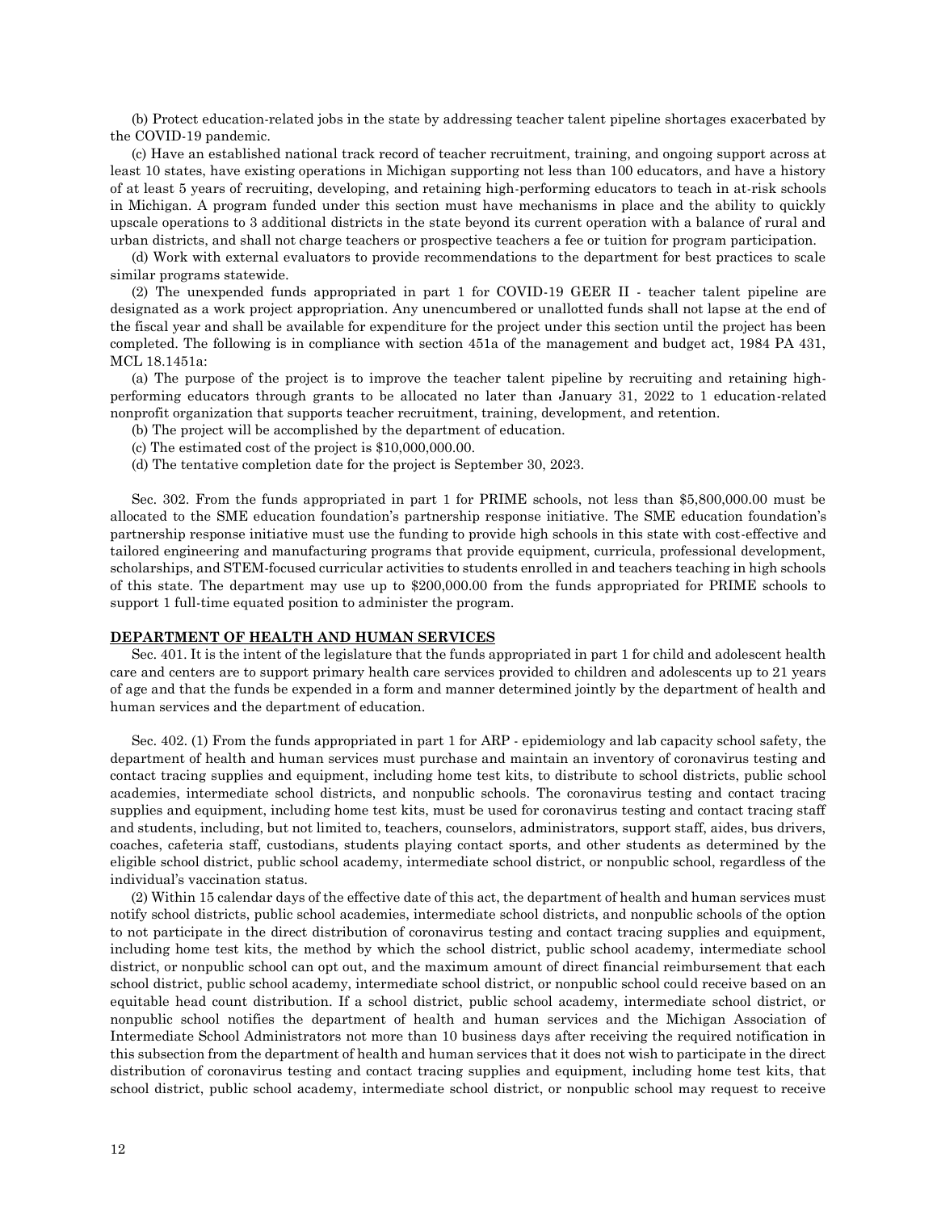(b) Protect education-related jobs in the state by addressing teacher talent pipeline shortages exacerbated by the COVID-19 pandemic.

(c) Have an established national track record of teacher recruitment, training, and ongoing support across at least 10 states, have existing operations in Michigan supporting not less than 100 educators, and have a history of at least 5 years of recruiting, developing, and retaining high-performing educators to teach in at-risk schools in Michigan. A program funded under this section must have mechanisms in place and the ability to quickly upscale operations to 3 additional districts in the state beyond its current operation with a balance of rural and urban districts, and shall not charge teachers or prospective teachers a fee or tuition for program participation.

(d) Work with external evaluators to provide recommendations to the department for best practices to scale similar programs statewide.

(2) The unexpended funds appropriated in part 1 for COVID-19 GEER II - teacher talent pipeline are designated as a work project appropriation. Any unencumbered or unallotted funds shall not lapse at the end of the fiscal year and shall be available for expenditure for the project under this section until the project has been completed. The following is in compliance with section 451a of the management and budget act, 1984 PA 431, MCL 18.1451a:

(a) The purpose of the project is to improve the teacher talent pipeline by recruiting and retaining high-performing educators through grants to be allocated no later than January 31, 2022 to 1 education-related nonprofit organization that supports teacher recruitment, training, development, and retention.

(b) The project will be accomplished by the department of education.

(c) The estimated cost of the project is $10,000,000.00.

(d) The tentative completion date for the project is September 30, 2023.

Sec. 302. From the funds appropriated in part 1 for PRIME schools, not less than $5,800,000.00 must be allocated to the SME education foundation's partnership response initiative. The SME education foundation's partnership response initiative must use the funding to provide high schools in this state with cost-effective and tailored engineering and manufacturing programs that provide equipment, curricula, professional development, scholarships, and STEM-focused curricular activities to students enrolled in and teachers teaching in high schools of this state. The department may use up to $200,000.00 from the funds appropriated for PRIME schools to support 1 full-time equated position to administer the program.

## DEPARTMENT OF HEALTH AND HUMAN SERVICES

Sec. 401. It is the intent of the legislature that the funds appropriated in part 1 for child and adolescent health care and centers are to support primary health care services provided to children and adolescents up to 21 years of age and that the funds be expended in a form and manner determined jointly by the department of health and human services and the department of education.

Sec. 402. (1) From the funds appropriated in part 1 for ARP - epidemiology and lab capacity school safety, the department of health and human services must purchase and maintain an inventory of coronavirus testing and contact tracing supplies and equipment, including home test kits, to distribute to school districts, public school academies, intermediate school districts, and nonpublic schools. The coronavirus testing and contact tracing supplies and equipment, including home test kits, must be used for coronavirus testing and contact tracing staff and students, including, but not limited to, teachers, counselors, administrators, support staff, aides, bus drivers, coaches, cafeteria staff, custodians, students playing contact sports, and other students as determined by the eligible school district, public school academy, intermediate school district, or nonpublic school, regardless of the individual's vaccination status.

(2) Within 15 calendar days of the effective date of this act, the department of health and human services must notify school districts, public school academies, intermediate school districts, and nonpublic schools of the option to not participate in the direct distribution of coronavirus testing and contact tracing supplies and equipment, including home test kits, the method by which the school district, public school academy, intermediate school district, or nonpublic school can opt out, and the maximum amount of direct financial reimbursement that each school district, public school academy, intermediate school district, or nonpublic school could receive based on an equitable head count distribution. If a school district, public school academy, intermediate school district, or nonpublic school notifies the department of health and human services and the Michigan Association of Intermediate School Administrators not more than 10 business days after receiving the required notification in this subsection from the department of health and human services that it does not wish to participate in the direct distribution of coronavirus testing and contact tracing supplies and equipment, including home test kits, that school district, public school academy, intermediate school district, or nonpublic school may request to receive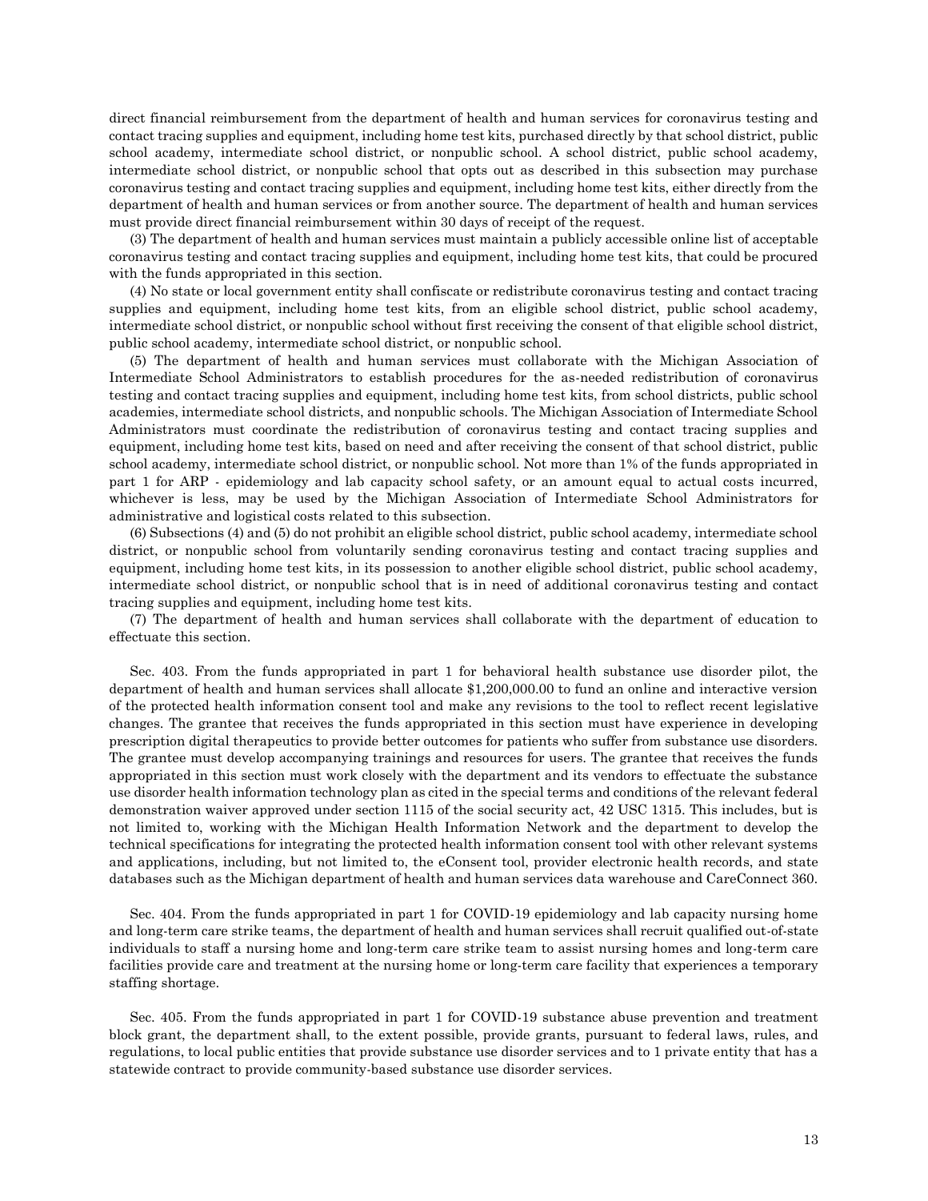direct financial reimbursement from the department of health and human services for coronavirus testing and contact tracing supplies and equipment, including home test kits, purchased directly by that school district, public school academy, intermediate school district, or nonpublic school. A school district, public school academy, intermediate school district, or nonpublic school that opts out as described in this subsection may purchase coronavirus testing and contact tracing supplies and equipment, including home test kits, either directly from the department of health and human services or from another source. The department of health and human services must provide direct financial reimbursement within 30 days of receipt of the request.

(3) The department of health and human services must maintain a publicly accessible online list of acceptable coronavirus testing and contact tracing supplies and equipment, including home test kits, that could be procured with the funds appropriated in this section.

(4) No state or local government entity shall confiscate or redistribute coronavirus testing and contact tracing supplies and equipment, including home test kits, from an eligible school district, public school academy, intermediate school district, or nonpublic school without first receiving the consent of that eligible school district, public school academy, intermediate school district, or nonpublic school.

(5) The department of health and human services must collaborate with the Michigan Association of Intermediate School Administrators to establish procedures for the as-needed redistribution of coronavirus testing and contact tracing supplies and equipment, including home test kits, from school districts, public school academies, intermediate school districts, and nonpublic schools. The Michigan Association of Intermediate School Administrators must coordinate the redistribution of coronavirus testing and contact tracing supplies and equipment, including home test kits, based on need and after receiving the consent of that school district, public school academy, intermediate school district, or nonpublic school. Not more than 1% of the funds appropriated in part 1 for ARP - epidemiology and lab capacity school safety, or an amount equal to actual costs incurred, whichever is less, may be used by the Michigan Association of Intermediate School Administrators for administrative and logistical costs related to this subsection.

(6) Subsections (4) and (5) do not prohibit an eligible school district, public school academy, intermediate school district, or nonpublic school from voluntarily sending coronavirus testing and contact tracing supplies and equipment, including home test kits, in its possession to another eligible school district, public school academy, intermediate school district, or nonpublic school that is in need of additional coronavirus testing and contact tracing supplies and equipment, including home test kits.

(7) The department of health and human services shall collaborate with the department of education to effectuate this section.

Sec. 403. From the funds appropriated in part 1 for behavioral health substance use disorder pilot, the department of health and human services shall allocate $1,200,000.00 to fund an online and interactive version of the protected health information consent tool and make any revisions to the tool to reflect recent legislative changes. The grantee that receives the funds appropriated in this section must have experience in developing prescription digital therapeutics to provide better outcomes for patients who suffer from substance use disorders. The grantee must develop accompanying trainings and resources for users. The grantee that receives the funds appropriated in this section must work closely with the department and its vendors to effectuate the substance use disorder health information technology plan as cited in the special terms and conditions of the relevant federal demonstration waiver approved under section 1115 of the social security act, 42 USC 1315. This includes, but is not limited to, working with the Michigan Health Information Network and the department to develop the technical specifications for integrating the protected health information consent tool with other relevant systems and applications, including, but not limited to, the eConsent tool, provider electronic health records, and state databases such as the Michigan department of health and human services data warehouse and CareConnect 360.

Sec. 404. From the funds appropriated in part 1 for COVID-19 epidemiology and lab capacity nursing home and long-term care strike teams, the department of health and human services shall recruit qualified out-of-state individuals to staff a nursing home and long-term care strike team to assist nursing homes and long-term care facilities provide care and treatment at the nursing home or long-term care facility that experiences a temporary staffing shortage.

Sec. 405. From the funds appropriated in part 1 for COVID-19 substance abuse prevention and treatment block grant, the department shall, to the extent possible, provide grants, pursuant to federal laws, rules, and regulations, to local public entities that provide substance use disorder services and to 1 private entity that has a statewide contract to provide community-based substance use disorder services.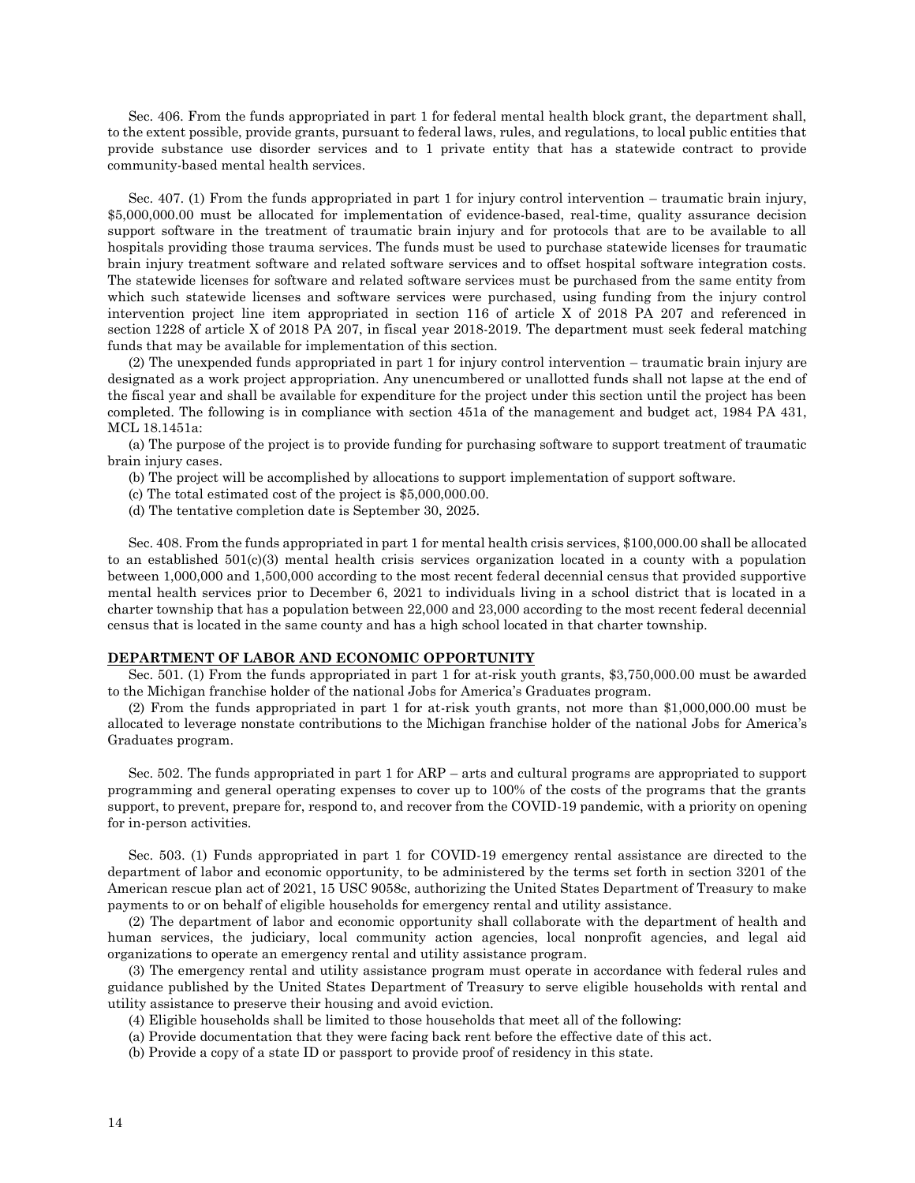Sec. 406. From the funds appropriated in part 1 for federal mental health block grant, the department shall, to the extent possible, provide grants, pursuant to federal laws, rules, and regulations, to local public entities that provide substance use disorder services and to 1 private entity that has a statewide contract to provide community-based mental health services.

Sec. 407. (1) From the funds appropriated in part 1 for injury control intervention – traumatic brain injury, $5,000,000.00 must be allocated for implementation of evidence-based, real-time, quality assurance decision support software in the treatment of traumatic brain injury and for protocols that are to be available to all hospitals providing those trauma services. The funds must be used to purchase statewide licenses for traumatic brain injury treatment software and related software services and to offset hospital software integration costs. The statewide licenses for software and related software services must be purchased from the same entity from which such statewide licenses and software services were purchased, using funding from the injury control intervention project line item appropriated in section 116 of article X of 2018 PA 207 and referenced in section 1228 of article X of 2018 PA 207, in fiscal year 2018-2019. The department must seek federal matching funds that may be available for implementation of this section.

(2) The unexpended funds appropriated in part 1 for injury control intervention – traumatic brain injury are designated as a work project appropriation. Any unencumbered or unallotted funds shall not lapse at the end of the fiscal year and shall be available for expenditure for the project under this section until the project has been completed. The following is in compliance with section 451a of the management and budget act, 1984 PA 431, MCL 18.1451a:

(a) The purpose of the project is to provide funding for purchasing software to support treatment of traumatic brain injury cases.

(b) The project will be accomplished by allocations to support implementation of support software.

(c) The total estimated cost of the project is $5,000,000.00.

(d) The tentative completion date is September 30, 2025.

Sec. 408. From the funds appropriated in part 1 for mental health crisis services, $100,000.00 shall be allocated to an established 501(c)(3) mental health crisis services organization located in a county with a population between 1,000,000 and 1,500,000 according to the most recent federal decennial census that provided supportive mental health services prior to December 6, 2021 to individuals living in a school district that is located in a charter township that has a population between 22,000 and 23,000 according to the most recent federal decennial census that is located in the same county and has a high school located in that charter township.

**DEPARTMENT OF LABOR AND ECONOMIC OPPORTUNITY**

Sec. 501. (1) From the funds appropriated in part 1 for at-risk youth grants, $3,750,000.00 must be awarded to the Michigan franchise holder of the national Jobs for America's Graduates program.

(2) From the funds appropriated in part 1 for at-risk youth grants, not more than $1,000,000.00 must be allocated to leverage nonstate contributions to the Michigan franchise holder of the national Jobs for America's Graduates program.

Sec. 502. The funds appropriated in part 1 for ARP – arts and cultural programs are appropriated to support programming and general operating expenses to cover up to 100% of the costs of the programs that the grants support, to prevent, prepare for, respond to, and recover from the COVID-19 pandemic, with a priority on opening for in-person activities.

Sec. 503. (1) Funds appropriated in part 1 for COVID-19 emergency rental assistance are directed to the department of labor and economic opportunity, to be administered by the terms set forth in section 3201 of the American rescue plan act of 2021, 15 USC 9058c, authorizing the United States Department of Treasury to make payments to or on behalf of eligible households for emergency rental and utility assistance.

(2) The department of labor and economic opportunity shall collaborate with the department of health and human services, the judiciary, local community action agencies, local nonprofit agencies, and legal aid organizations to operate an emergency rental and utility assistance program.

(3) The emergency rental and utility assistance program must operate in accordance with federal rules and guidance published by the United States Department of Treasury to serve eligible households with rental and utility assistance to preserve their housing and avoid eviction.

(4) Eligible households shall be limited to those households that meet all of the following:

(a) Provide documentation that they were facing back rent before the effective date of this act.

(b) Provide a copy of a state ID or passport to provide proof of residency in this state.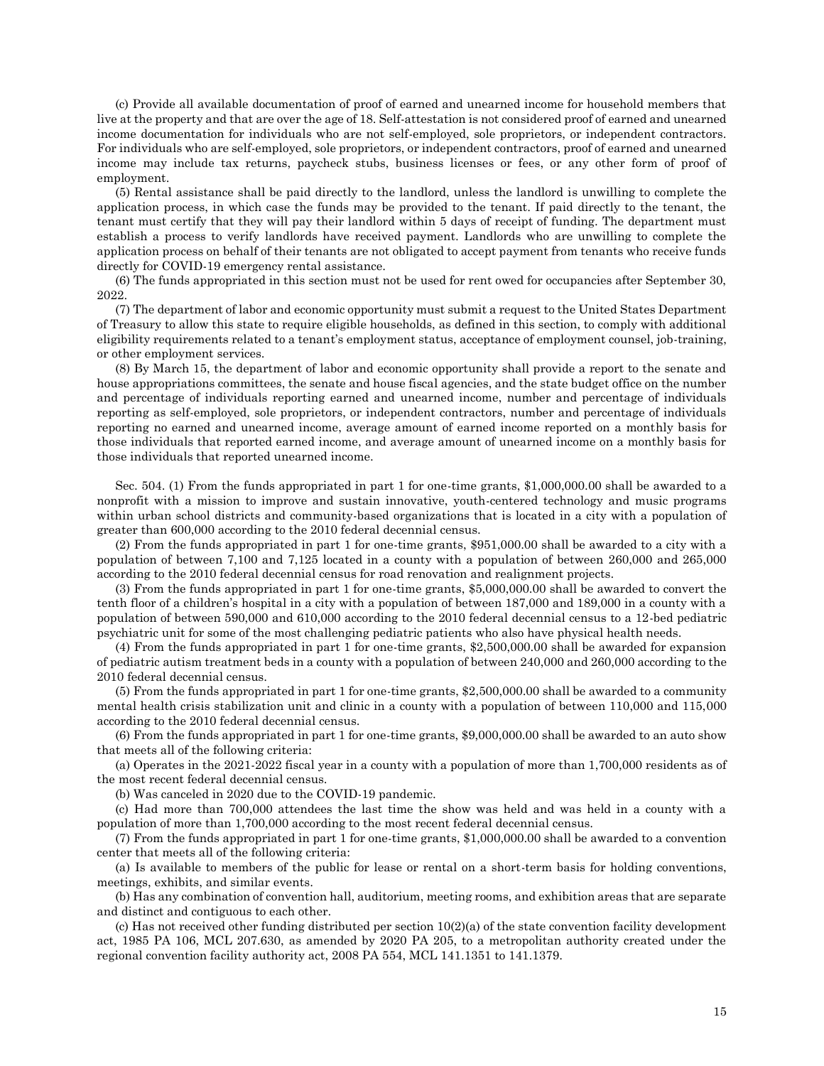(c) Provide all available documentation of proof of earned and unearned income for household members that live at the property and that are over the age of 18. Self-attestation is not considered proof of earned and unearned income documentation for individuals who are not self-employed, sole proprietors, or independent contractors. For individuals who are self-employed, sole proprietors, or independent contractors, proof of earned and unearned income may include tax returns, paycheck stubs, business licenses or fees, or any other form of proof of employment.

(5) Rental assistance shall be paid directly to the landlord, unless the landlord is unwilling to complete the application process, in which case the funds may be provided to the tenant. If paid directly to the tenant, the tenant must certify that they will pay their landlord within 5 days of receipt of funding. The department must establish a process to verify landlords have received payment. Landlords who are unwilling to complete the application process on behalf of their tenants are not obligated to accept payment from tenants who receive funds directly for COVID-19 emergency rental assistance.

(6) The funds appropriated in this section must not be used for rent owed for occupancies after September 30, 2022.

(7) The department of labor and economic opportunity must submit a request to the United States Department of Treasury to allow this state to require eligible households, as defined in this section, to comply with additional eligibility requirements related to a tenant's employment status, acceptance of employment counsel, job-training, or other employment services.

(8) By March 15, the department of labor and economic opportunity shall provide a report to the senate and house appropriations committees, the senate and house fiscal agencies, and the state budget office on the number and percentage of individuals reporting earned and unearned income, number and percentage of individuals reporting as self-employed, sole proprietors, or independent contractors, number and percentage of individuals reporting no earned and unearned income, average amount of earned income reported on a monthly basis for those individuals that reported earned income, and average amount of unearned income on a monthly basis for those individuals that reported unearned income.

Sec. 504. (1) From the funds appropriated in part 1 for one-time grants, $1,000,000.00 shall be awarded to a nonprofit with a mission to improve and sustain innovative, youth-centered technology and music programs within urban school districts and community-based organizations that is located in a city with a population of greater than 600,000 according to the 2010 federal decennial census.

(2) From the funds appropriated in part 1 for one-time grants, $951,000.00 shall be awarded to a city with a population of between 7,100 and 7,125 located in a county with a population of between 260,000 and 265,000 according to the 2010 federal decennial census for road renovation and realignment projects.

(3) From the funds appropriated in part 1 for one-time grants, $5,000,000.00 shall be awarded to convert the tenth floor of a children's hospital in a city with a population of between 187,000 and 189,000 in a county with a population of between 590,000 and 610,000 according to the 2010 federal decennial census to a 12-bed pediatric psychiatric unit for some of the most challenging pediatric patients who also have physical health needs.

(4) From the funds appropriated in part 1 for one-time grants, $2,500,000.00 shall be awarded for expansion of pediatric autism treatment beds in a county with a population of between 240,000 and 260,000 according to the 2010 federal decennial census.

(5) From the funds appropriated in part 1 for one-time grants, $2,500,000.00 shall be awarded to a community mental health crisis stabilization unit and clinic in a county with a population of between 110,000 and 115,000 according to the 2010 federal decennial census.

(6) From the funds appropriated in part 1 for one-time grants, $9,000,000.00 shall be awarded to an auto show that meets all of the following criteria:

(a) Operates in the 2021-2022 fiscal year in a county with a population of more than 1,700,000 residents as of the most recent federal decennial census.

(b) Was canceled in 2020 due to the COVID-19 pandemic.

(c) Had more than 700,000 attendees the last time the show was held and was held in a county with a population of more than 1,700,000 according to the most recent federal decennial census.

(7) From the funds appropriated in part 1 for one-time grants, $1,000,000.00 shall be awarded to a convention center that meets all of the following criteria:

(a) Is available to members of the public for lease or rental on a short-term basis for holding conventions, meetings, exhibits, and similar events.

(b) Has any combination of convention hall, auditorium, meeting rooms, and exhibition areas that are separate and distinct and contiguous to each other.

(c) Has not received other funding distributed per section 10(2)(a) of the state convention facility development act, 1985 PA 106, MCL 207.630, as amended by 2020 PA 205, to a metropolitan authority created under the regional convention facility authority act, 2008 PA 554, MCL 141.1351 to 141.1379.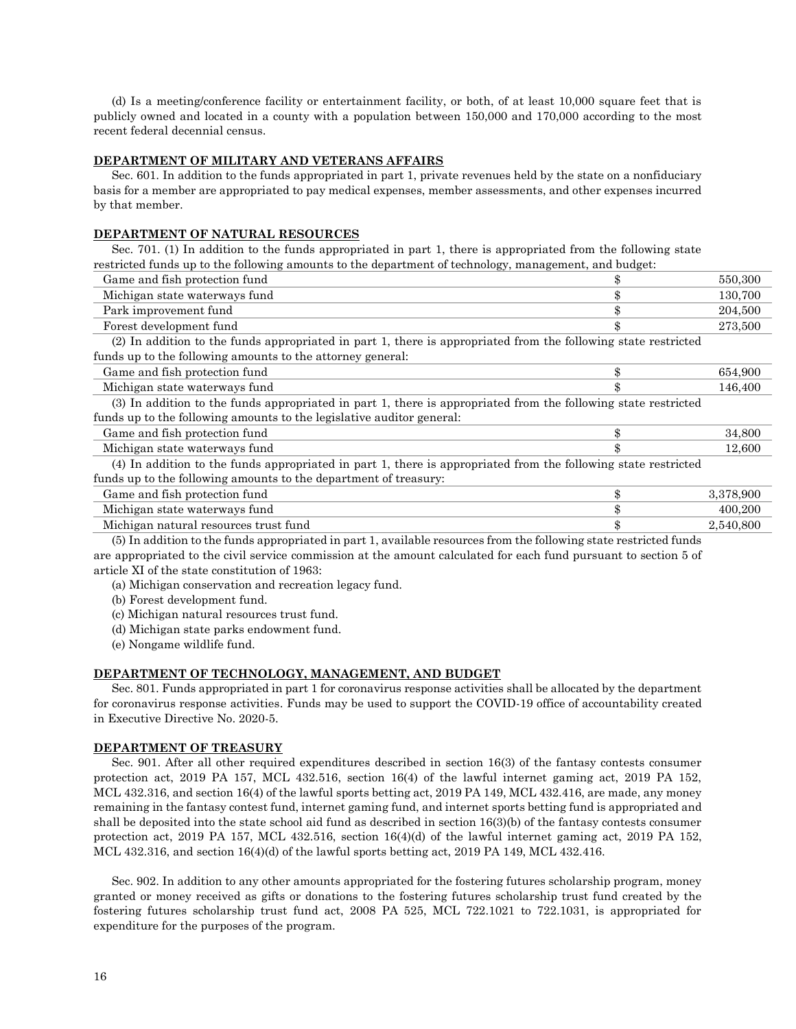(d) Is a meeting/conference facility or entertainment facility, or both, of at least 10,000 square feet that is publicly owned and located in a county with a population between 150,000 and 170,000 according to the most recent federal decennial census.

**DEPARTMENT OF MILITARY AND VETERANS AFFAIRS**

Sec. 601. In addition to the funds appropriated in part 1, private revenues held by the state on a nonfiduciary basis for a member are appropriated to pay medical expenses, member assessments, and other expenses incurred by that member.

**DEPARTMENT OF NATURAL RESOURCES**

Sec. 701. (1) In addition to the funds appropriated in part 1, there is appropriated from the following state restricted funds up to the following amounts to the department of technology, management, and budget:

| Fund | | Amount |
|---|---|---|
| Game and fish protection fund | $ | 550,300 |
| Michigan state waterways fund | $ | 130,700 |
| Park improvement fund | $ | 204,500 |
| Forest development fund | $ | 273,500 |

(2) In addition to the funds appropriated in part 1, there is appropriated from the following state restricted funds up to the following amounts to the attorney general:

| Fund | | Amount |
|---|---|---|
| Game and fish protection fund | $ | 654,900 |
| Michigan state waterways fund | $ | 146,400 |

(3) In addition to the funds appropriated in part 1, there is appropriated from the following state restricted funds up to the following amounts to the legislative auditor general:

| Fund | | Amount |
|---|---|---|
| Game and fish protection fund | $ | 34,800 |
| Michigan state waterways fund | $ | 12,600 |

(4) In addition to the funds appropriated in part 1, there is appropriated from the following state restricted funds up to the following amounts to the department of treasury:

| Fund | | Amount |
|---|---|---|
| Game and fish protection fund | $ | 3,378,900 |
| Michigan state waterways fund | $ | 400,200 |
| Michigan natural resources trust fund | $ | 2,540,800 |

(5) In addition to the funds appropriated in part 1, available resources from the following state restricted funds are appropriated to the civil service commission at the amount calculated for each fund pursuant to section 5 of article XI of the state constitution of 1963:

(a) Michigan conservation and recreation legacy fund.

(b) Forest development fund.

(c) Michigan natural resources trust fund.

(d) Michigan state parks endowment fund.

(e) Nongame wildlife fund.

**DEPARTMENT OF TECHNOLOGY, MANAGEMENT, AND BUDGET**

Sec. 801. Funds appropriated in part 1 for coronavirus response activities shall be allocated by the department for coronavirus response activities. Funds may be used to support the COVID-19 office of accountability created in Executive Directive No. 2020-5.

**DEPARTMENT OF TREASURY**

Sec. 901. After all other required expenditures described in section 16(3) of the fantasy contests consumer protection act, 2019 PA 157, MCL 432.516, section 16(4) of the lawful internet gaming act, 2019 PA 152, MCL 432.316, and section 16(4) of the lawful sports betting act, 2019 PA 149, MCL 432.416, are made, any money remaining in the fantasy contest fund, internet gaming fund, and internet sports betting fund is appropriated and shall be deposited into the state school aid fund as described in section 16(3)(b) of the fantasy contests consumer protection act, 2019 PA 157, MCL 432.516, section 16(4)(d) of the lawful internet gaming act, 2019 PA 152, MCL 432.316, and section 16(4)(d) of the lawful sports betting act, 2019 PA 149, MCL 432.416.

Sec. 902. In addition to any other amounts appropriated for the fostering futures scholarship program, money granted or money received as gifts or donations to the fostering futures scholarship trust fund created by the fostering futures scholarship trust fund act, 2008 PA 525, MCL 722.1021 to 722.1031, is appropriated for expenditure for the purposes of the program.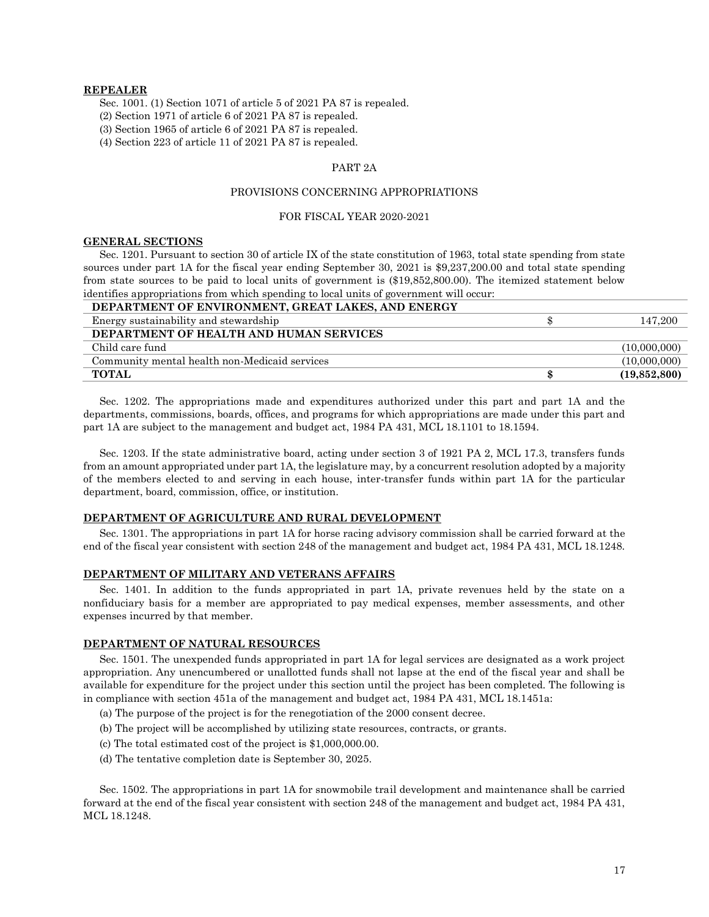**REPEALER**

Sec. 1001. (1) Section 1071 of article 5 of 2021 PA 87 is repealed.

(2) Section 1971 of article 6 of 2021 PA 87 is repealed.

(3) Section 1965 of article 6 of 2021 PA 87 is repealed.

(4) Section 223 of article 11 of 2021 PA 87 is repealed.

PART 2A

PROVISIONS CONCERNING APPROPRIATIONS

FOR FISCAL YEAR 2020-2021

**GENERAL SECTIONS**

Sec. 1201. Pursuant to section 30 of article IX of the state constitution of 1963, total state spending from state sources under part 1A for the fiscal year ending September 30, 2021 is $9,237,200.00 and total state spending from state sources to be paid to local units of government is ($19,852,800.00). The itemized statement below identifies appropriations from which spending to local units of government will occur:

| | | |
|---|---|---|
| **DEPARTMENT OF ENVIRONMENT, GREAT LAKES, AND ENERGY** | | |
| Energy sustainability and stewardship | $ | 147,200 |
| **DEPARTMENT OF HEALTH AND HUMAN SERVICES** | | |
| Child care fund | | (10,000,000) |
| Community mental health non-Medicaid services | | (10,000,000) |
| **TOTAL** | **$** | **(19,852,800)** |

Sec. 1202. The appropriations made and expenditures authorized under this part and part 1A and the departments, commissions, boards, offices, and programs for which appropriations are made under this part and part 1A are subject to the management and budget act, 1984 PA 431, MCL 18.1101 to 18.1594.

Sec. 1203. If the state administrative board, acting under section 3 of 1921 PA 2, MCL 17.3, transfers funds from an amount appropriated under part 1A, the legislature may, by a concurrent resolution adopted by a majority of the members elected to and serving in each house, inter-transfer funds within part 1A for the particular department, board, commission, office, or institution.

**DEPARTMENT OF AGRICULTURE AND RURAL DEVELOPMENT**

Sec. 1301. The appropriations in part 1A for horse racing advisory commission shall be carried forward at the end of the fiscal year consistent with section 248 of the management and budget act, 1984 PA 431, MCL 18.1248.

**DEPARTMENT OF MILITARY AND VETERANS AFFAIRS**

Sec. 1401. In addition to the funds appropriated in part 1A, private revenues held by the state on a nonfiduciary basis for a member are appropriated to pay medical expenses, member assessments, and other expenses incurred by that member.

**DEPARTMENT OF NATURAL RESOURCES**

Sec. 1501. The unexpended funds appropriated in part 1A for legal services are designated as a work project appropriation. Any unencumbered or unallotted funds shall not lapse at the end of the fiscal year and shall be available for expenditure for the project under this section until the project has been completed. The following is in compliance with section 451a of the management and budget act, 1984 PA 431, MCL 18.1451a:

(a) The purpose of the project is for the renegotiation of the 2000 consent decree.

(b) The project will be accomplished by utilizing state resources, contracts, or grants.

(c) The total estimated cost of the project is $1,000,000.00.

(d) The tentative completion date is September 30, 2025.

Sec. 1502. The appropriations in part 1A for snowmobile trail development and maintenance shall be carried forward at the end of the fiscal year consistent with section 248 of the management and budget act, 1984 PA 431, MCL 18.1248.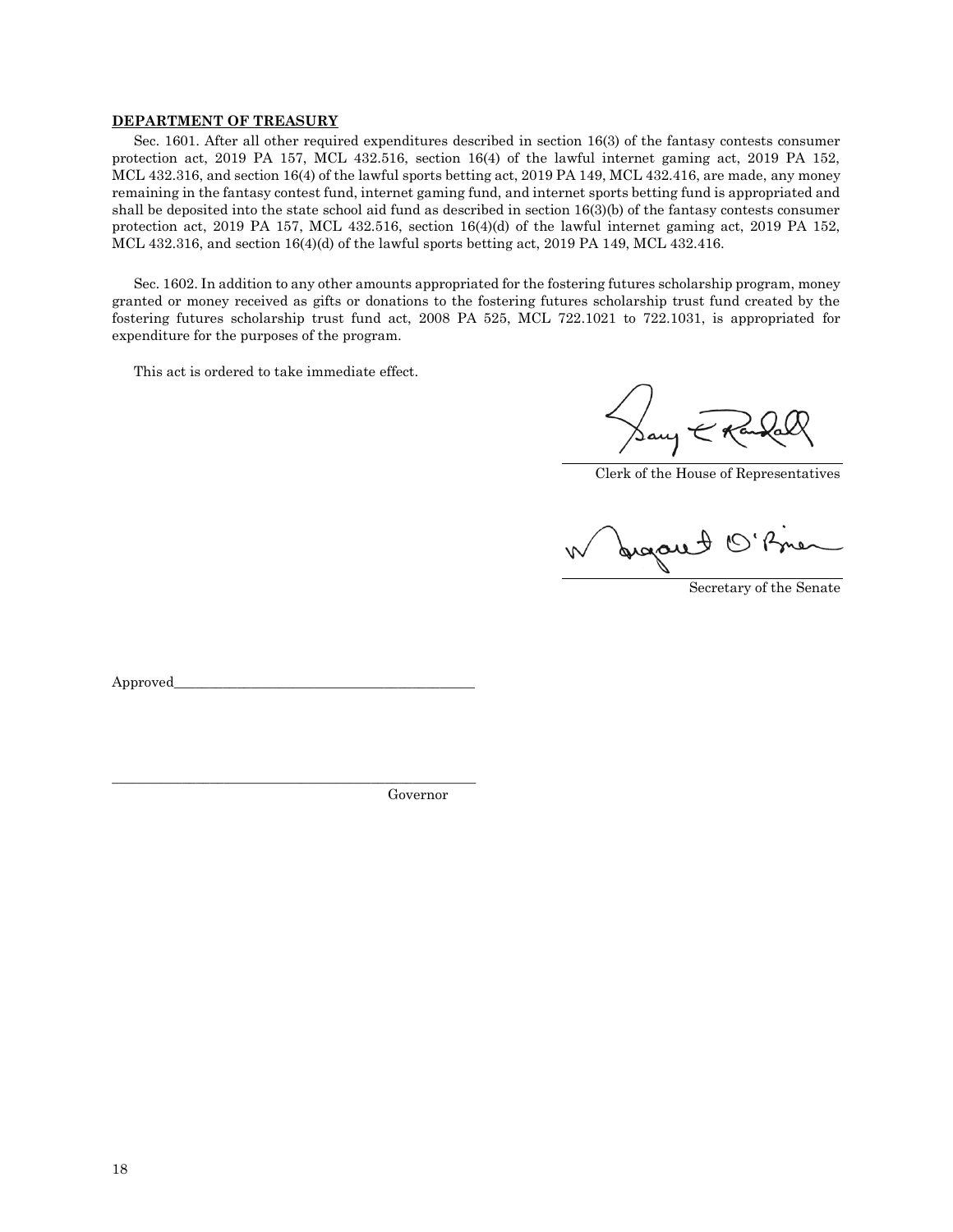**DEPARTMENT OF TREASURY**

Sec. 1601. After all other required expenditures described in section 16(3) of the fantasy contests consumer protection act, 2019 PA 157, MCL 432.516, section 16(4) of the lawful internet gaming act, 2019 PA 152, MCL 432.316, and section 16(4) of the lawful sports betting act, 2019 PA 149, MCL 432.416, are made, any money remaining in the fantasy contest fund, internet gaming fund, and internet sports betting fund is appropriated and shall be deposited into the state school aid fund as described in section 16(3)(b) of the fantasy contests consumer protection act, 2019 PA 157, MCL 432.516, section 16(4)(d) of the lawful internet gaming act, 2019 PA 152, MCL 432.316, and section 16(4)(d) of the lawful sports betting act, 2019 PA 149, MCL 432.416.

Sec. 1602. In addition to any other amounts appropriated for the fostering futures scholarship program, money granted or money received as gifts or donations to the fostering futures scholarship trust fund created by the fostering futures scholarship trust fund act, 2008 PA 525, MCL 722.1021 to 722.1031, is appropriated for expenditure for the purposes of the program.

This act is ordered to take immediate effect.

Clerk of the House of Representatives

Secretary of the Senate

Approved\_\_\_\_\_\_\_\_\_\_\_\_\_\_\_\_\_\_\_\_\_\_\_\_\_\_\_\_\_\_\_\_\_\_\_\_\_\_\_\_\_\_\_\_

\_\_\_\_\_\_\_\_\_\_\_\_\_\_\_\_\_\_\_\_\_\_\_\_\_\_\_\_\_\_\_\_\_\_\_\_\_\_\_\_\_\_\_\_\_\_\_\_\_\_\_\_

Governor